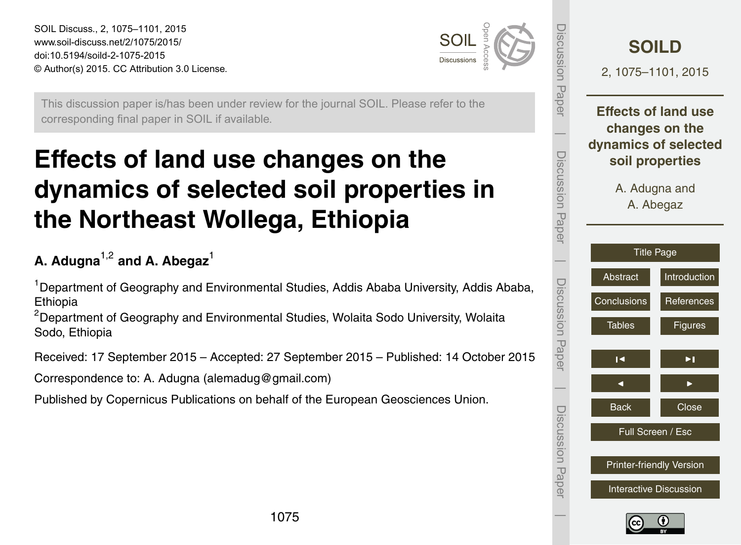This discussion paper is/has been under review for the journal SOIL. Please refer to the corresponding final paper in SOIL if available.

# Effects of land use changes on the dynamics of selected soil properties in the Northeast Wollega, Ethiopia

**A. Adugna[1,2] and A. Abegaz[1]**

[1]Department of Geography and Environmental Studies, Addis Ababa University, Addis Ababa, Ethiopia

[2]Department of Geography and Environmental Studies, Wolaita Sodo University, Wolaita Sodo, Ethiopia

Received: 17 September 2015 – Accepted: 27 September 2015 – Published: 14 October 2015

Correspondence to: A. Adugna (alemadug@gmail.com)

Published by Copernicus Publications on behalf of the European Geosciences Union.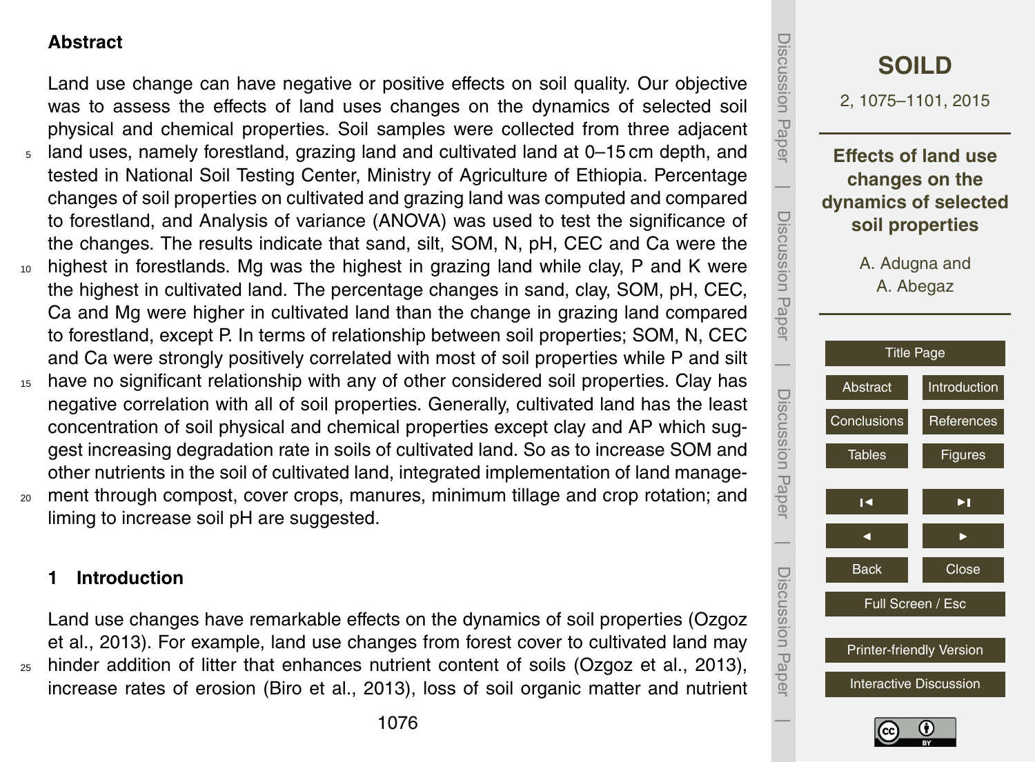## Abstract

Land use change can have negative or positive effects on soil quality. Our objective was to assess the effects of land uses changes on the dynamics of selected soil physical and chemical properties. Soil samples were collected from three adjacent land uses, namely forestland, grazing land and cultivated land at 0–15 cm depth, and tested in National Soil Testing Center, Ministry of Agriculture of Ethiopia. Percentage changes of soil properties on cultivated and grazing land was computed and compared to forestland, and Analysis of variance (ANOVA) was used to test the significance of the changes. The results indicate that sand, silt, SOM, N, pH, CEC and Ca were the highest in forestlands. Mg was the highest in grazing land while clay, P and K were the highest in cultivated land. The percentage changes in sand, clay, SOM, pH, CEC, Ca and Mg were higher in cultivated land than the change in grazing land compared to forestland, except P. In terms of relationship between soil properties; SOM, N, CEC and Ca were strongly positively correlated with most of soil properties while P and silt have no significant relationship with any of other considered soil properties. Clay has negative correlation with all of soil properties. Generally, cultivated land has the least concentration of soil physical and chemical properties except clay and AP which suggest increasing degradation rate in soils of cultivated land. So as to increase SOM and other nutrients in the soil of cultivated land, integrated implementation of land management through compost, cover crops, manures, minimum tillage and crop rotation; and liming to increase soil pH are suggested.

## 1 Introduction

Land use changes have remarkable effects on the dynamics of soil properties (Ozgoz et al., 2013). For example, land use changes from forest cover to cultivated land may hinder addition of litter that enhances nutrient content of soils (Ozgoz et al., 2013), increase rates of erosion (Biro et al., 2013), loss of soil organic matter and nutrient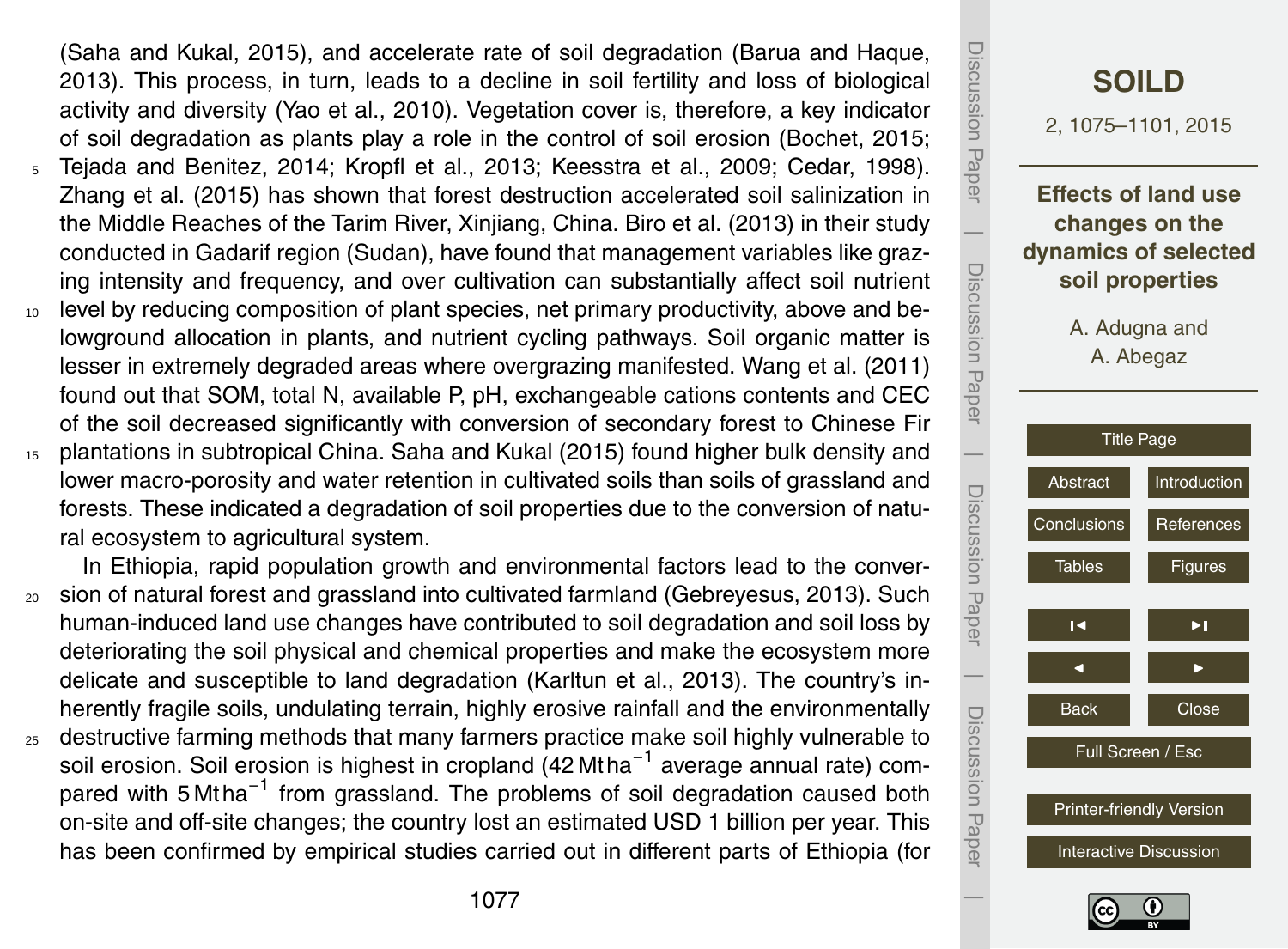(Saha and Kukal, 2015), and accelerate rate of soil degradation (Barua and Haque, 2013). This process, in turn, leads to a decline in soil fertility and loss of biological activity and diversity (Yao et al., 2010). Vegetation cover is, therefore, a key indicator of soil degradation as plants play a role in the control of soil erosion (Bochet, 2015; Tejada and Benitez, 2014; Kropfl et al., 2013; Keesstra et al., 2009; Cedar, 1998). Zhang et al. (2015) has shown that forest destruction accelerated soil salinization in the Middle Reaches of the Tarim River, Xinjiang, China. Biro et al. (2013) in their study conducted in Gadarif region (Sudan), have found that management variables like grazing intensity and frequency, and over cultivation can substantially affect soil nutrient level by reducing composition of plant species, net primary productivity, above and belowground allocation in plants, and nutrient cycling pathways. Soil organic matter is lesser in extremely degraded areas where overgrazing manifested. Wang et al. (2011) found out that SOM, total N, available P, pH, exchangeable cations contents and CEC of the soil decreased significantly with conversion of secondary forest to Chinese Fir plantations in subtropical China. Saha and Kukal (2015) found higher bulk density and lower macro-porosity and water retention in cultivated soils than soils of grassland and forests. These indicated a degradation of soil properties due to the conversion of natural ecosystem to agricultural system.

In Ethiopia, rapid population growth and environmental factors lead to the conversion of natural forest and grassland into cultivated farmland (Gebreyesus, 2013). Such human-induced land use changes have contributed to soil degradation and soil loss by deteriorating the soil physical and chemical properties and make the ecosystem more delicate and susceptible to land degradation (Karltun et al., 2013). The country's inherently fragile soils, undulating terrain, highly erosive rainfall and the environmentally destructive farming methods that many farmers practice make soil highly vulnerable to soil erosion. Soil erosion is highest in cropland (42 $\mathrm{Mt\,ha^{-1}}$ average annual rate) compared with 5 $\mathrm{Mt\,ha^{-1}}$ from grassland. The problems of soil degradation caused both on-site and off-site changes; the country lost an estimated USD 1 billion per year. This has been confirmed by empirical studies carried out in different parts of Ethiopia (for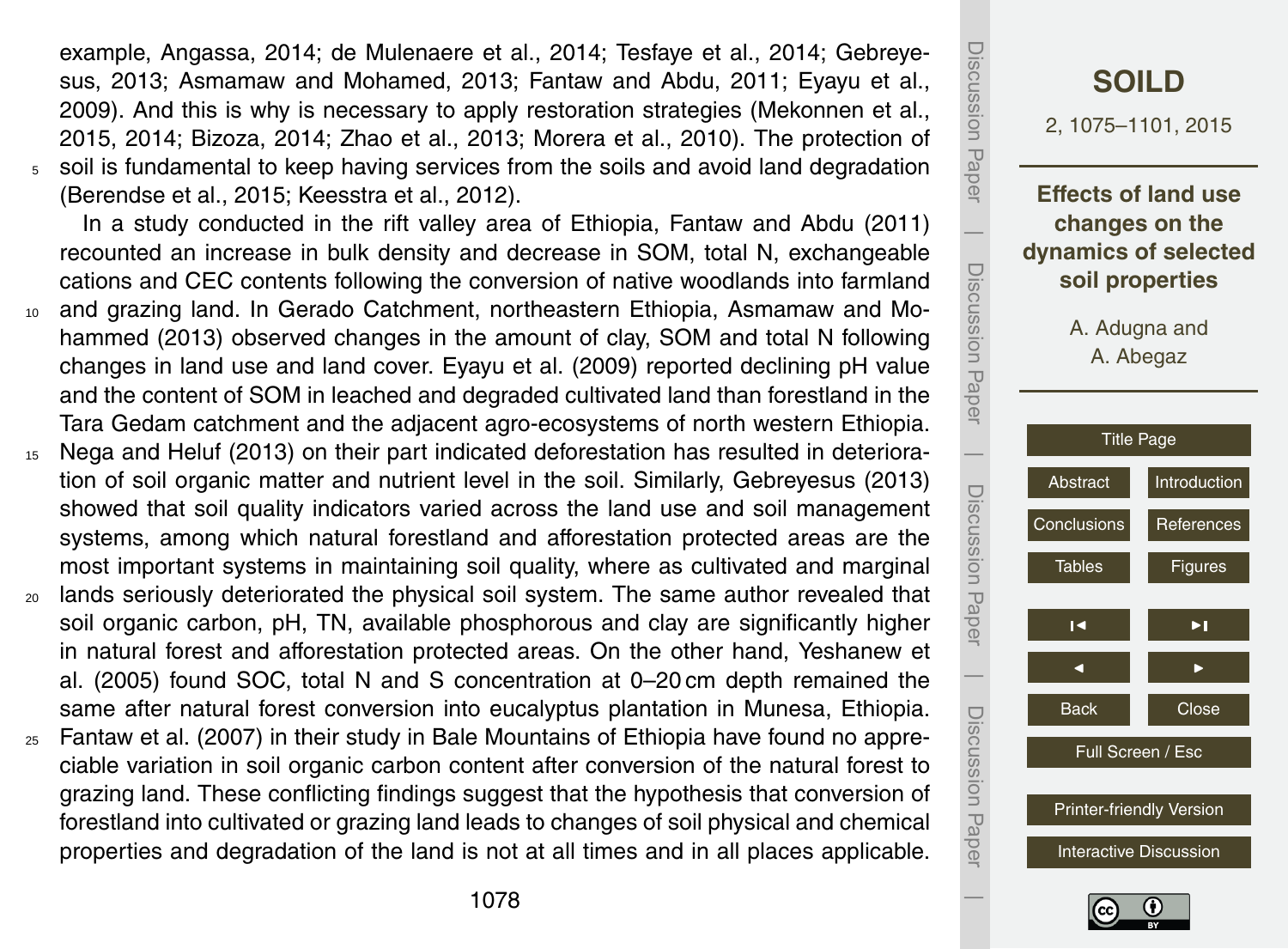example, Angassa, 2014; de Mulenaere et al., 2014; Tesfaye et al., 2014; Gebreyesus, 2013; Asmamaw and Mohamed, 2013; Fantaw and Abdu, 2011; Eyayu et al., 2009). And this is why is necessary to apply restoration strategies (Mekonnen et al., 2015, 2014; Bizoza, 2014; Zhao et al., 2013; Morera et al., 2010). The protection of soil is fundamental to keep having services from the soils and avoid land degradation (Berendse et al., 2015; Keesstra et al., 2012).

In a study conducted in the rift valley area of Ethiopia, Fantaw and Abdu (2011) recounted an increase in bulk density and decrease in SOM, total N, exchangeable cations and CEC contents following the conversion of native woodlands into farmland and grazing land. In Gerado Catchment, northeastern Ethiopia, Asmamaw and Mohammed (2013) observed changes in the amount of clay, SOM and total N following changes in land use and land cover. Eyayu et al. (2009) reported declining pH value and the content of SOM in leached and degraded cultivated land than forestland in the Tara Gedam catchment and the adjacent agro-ecosystems of north western Ethiopia. Nega and Heluf (2013) on their part indicated deforestation has resulted in deterioration of soil organic matter and nutrient level in the soil. Similarly, Gebreyesus (2013) showed that soil quality indicators varied across the land use and soil management systems, among which natural forestland and afforestation protected areas are the most important systems in maintaining soil quality, where as cultivated and marginal lands seriously deteriorated the physical soil system. The same author revealed that soil organic carbon, pH, TN, available phosphorous and clay are significantly higher in natural forest and afforestation protected areas. On the other hand, Yeshanew et al. (2005) found SOC, total N and S concentration at 0–20 cm depth remained the same after natural forest conversion into eucalyptus plantation in Munesa, Ethiopia. Fantaw et al. (2007) in their study in Bale Mountains of Ethiopia have found no appreciable variation in soil organic carbon content after conversion of the natural forest to grazing land. These conflicting findings suggest that the hypothesis that conversion of forestland into cultivated or grazing land leads to changes of soil physical and chemical properties and degradation of the land is not at all times and in all places applicable.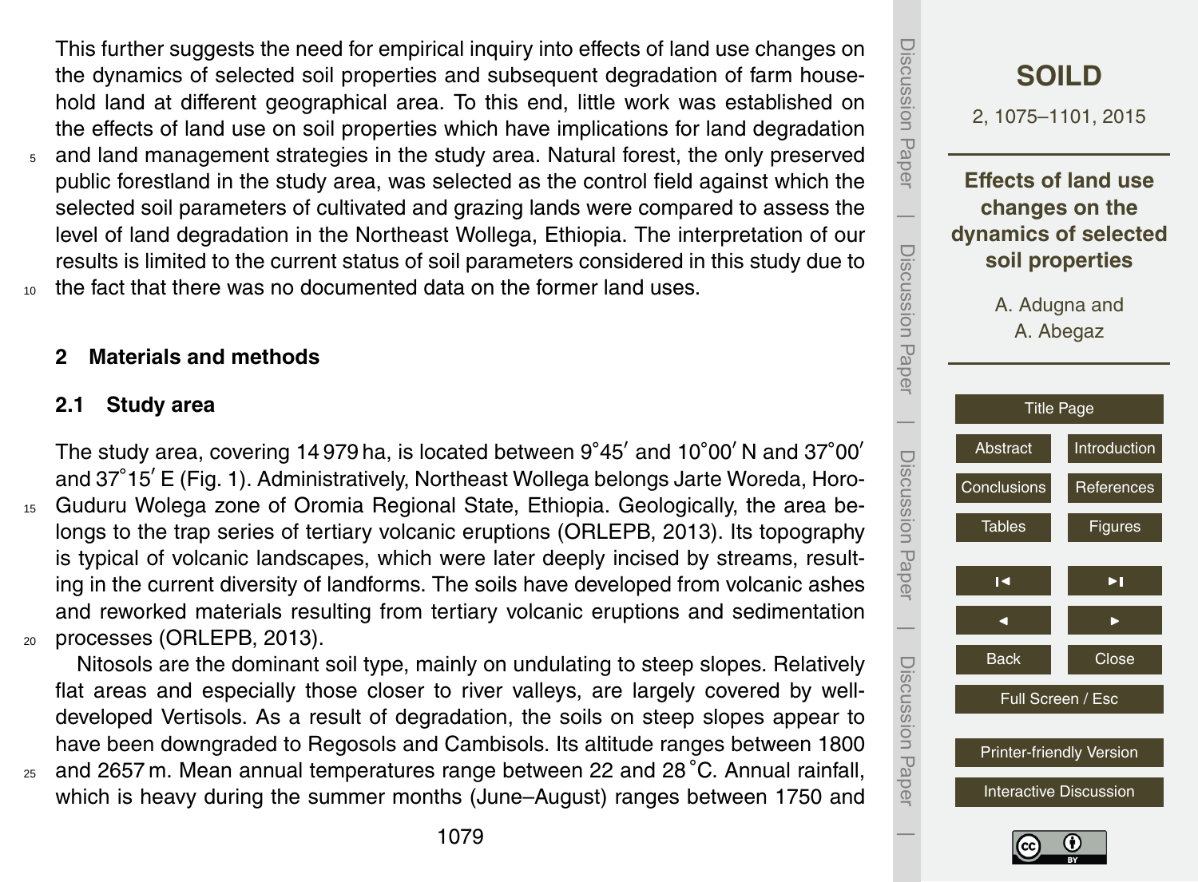This further suggests the need for empirical inquiry into effects of land use changes on the dynamics of selected soil properties and subsequent degradation of farm household land at different geographical area. To this end, little work was established on the effects of land use on soil properties which have implications for land degradation and land management strategies in the study area. Natural forest, the only preserved public forestland in the study area, was selected as the control field against which the selected soil parameters of cultivated and grazing lands were compared to assess the level of land degradation in the Northeast Wollega, Ethiopia. The interpretation of our results is limited to the current status of soil parameters considered in this study due to the fact that there was no documented data on the former land uses.

## 2 Materials and methods

### 2.1 Study area

The study area, covering 14 979 ha, is located between 9°45′ and 10°00′ N and 37°00′ and 37°15′ E (Fig. 1). Administratively, Northeast Wollega belongs Jarte Woreda, Horo-Guduru Wolega zone of Oromia Regional State, Ethiopia. Geologically, the area belongs to the trap series of tertiary volcanic eruptions (ORLEPB, 2013). Its topography is typical of volcanic landscapes, which were later deeply incised by streams, resulting in the current diversity of landforms. The soils have developed from volcanic ashes and reworked materials resulting from tertiary volcanic eruptions and sedimentation processes (ORLEPB, 2013).

Nitosols are the dominant soil type, mainly on undulating to steep slopes. Relatively flat areas and especially those closer to river valleys, are largely covered by well-developed Vertisols. As a result of degradation, the soils on steep slopes appear to have been downgraded to Regosols and Cambisols. Its altitude ranges between 1800 and 2657 m. Mean annual temperatures range between 22 and 28 °C. Annual rainfall, which is heavy during the summer months (June–August) ranges between 1750 and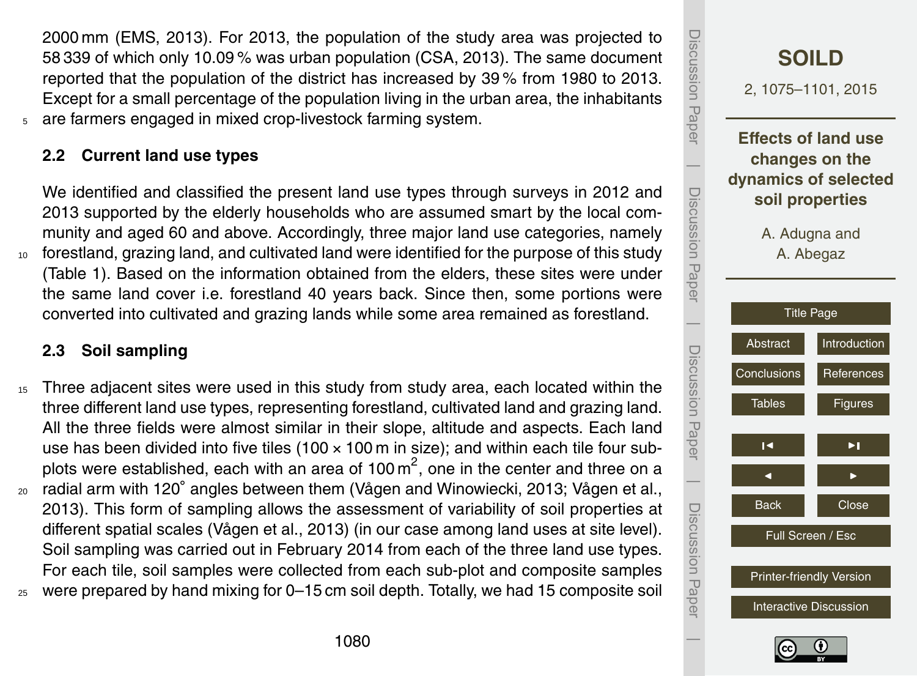2000 mm (EMS, 2013). For 2013, the population of the study area was projected to 58 339 of which only 10.09 % was urban population (CSA, 2013). The same document reported that the population of the district has increased by 39 % from 1980 to 2013. Except for a small percentage of the population living in the urban area, the inhabitants are farmers engaged in mixed crop-livestock farming system.

### 2.2 Current land use types

We identified and classified the present land use types through surveys in 2012 and 2013 supported by the elderly households who are assumed smart by the local community and aged 60 and above. Accordingly, three major land use categories, namely forestland, grazing land, and cultivated land were identified for the purpose of this study (Table 1). Based on the information obtained from the elders, these sites were under the same land cover i.e. forestland 40 years back. Since then, some portions were converted into cultivated and grazing lands while some area remained as forestland.

### 2.3 Soil sampling

Three adjacent sites were used in this study from study area, each located within the three different land use types, representing forestland, cultivated land and grazing land. All the three fields were almost similar in their slope, altitude and aspects. Each land use has been divided into five tiles (100 × 100 m in size); and within each tile four sub-plots were established, each with an area of 100 $m^2$, one in the center and three on a radial arm with 120° angles between them (Vågen and Winowiecki, 2013; Vågen et al., 2013). This form of sampling allows the assessment of variability of soil properties at different spatial scales (Vågen et al., 2013) (in our case among land uses at site level). Soil sampling was carried out in February 2014 from each of the three land use types. For each tile, soil samples were collected from each sub-plot and composite samples were prepared by hand mixing for 0–15 cm soil depth. Totally, we had 15 composite soil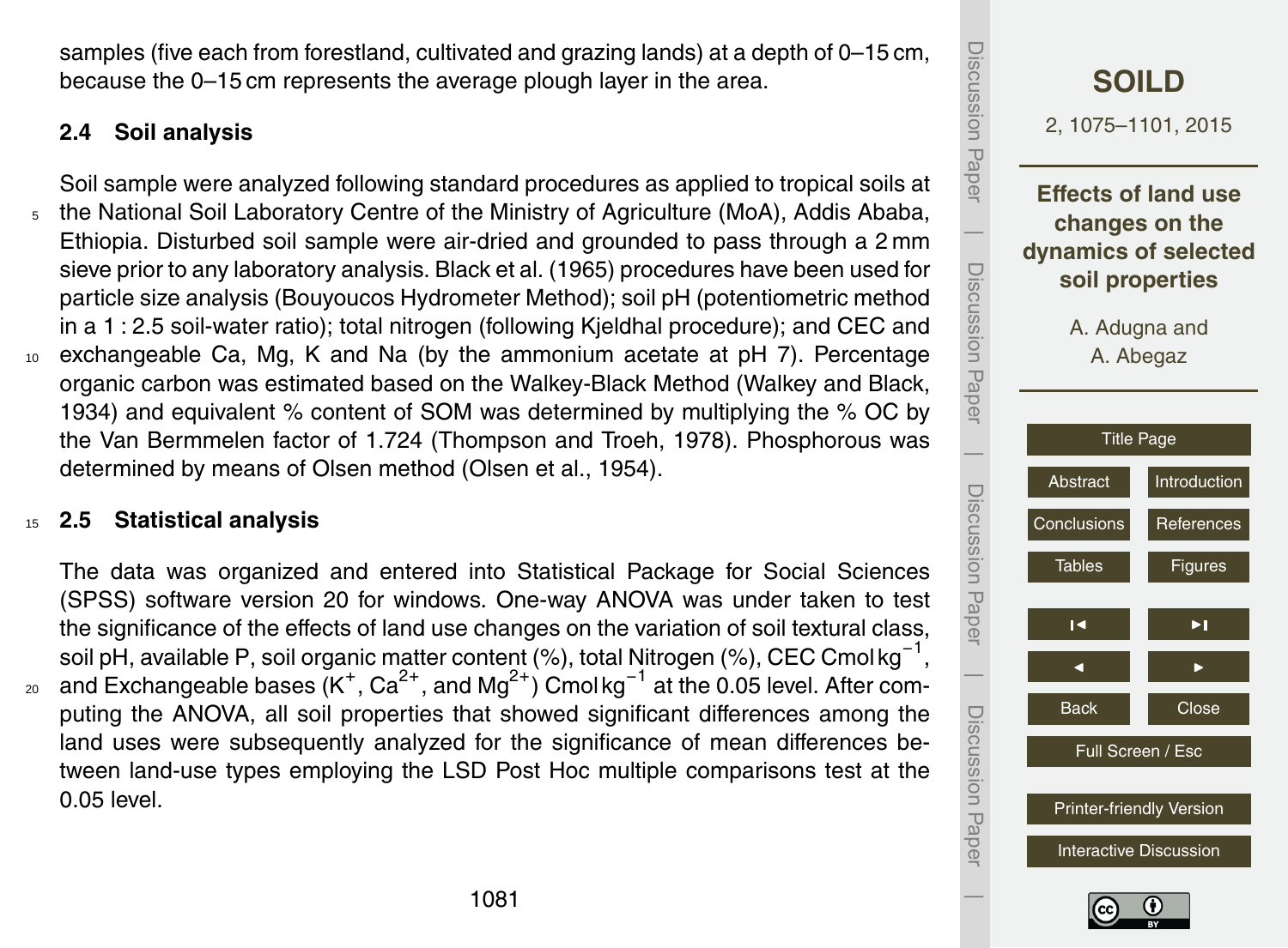samples (five each from forestland, cultivated and grazing lands) at a depth of 0–15 cm, because the 0–15 cm represents the average plough layer in the area.

### 2.4 Soil analysis

Soil sample were analyzed following standard procedures as applied to tropical soils at the National Soil Laboratory Centre of the Ministry of Agriculture (MoA), Addis Ababa, Ethiopia. Disturbed soil sample were air-dried and grounded to pass through a 2 mm sieve prior to any laboratory analysis. Black et al. (1965) procedures have been used for particle size analysis (Bouyoucos Hydrometer Method); soil pH (potentiometric method in a 1 : 2.5 soil-water ratio); total nitrogen (following Kjeldhal procedure); and CEC and exchangeable Ca, Mg, K and Na (by the ammonium acetate at pH 7). Percentage organic carbon was estimated based on the Walkey-Black Method (Walkey and Black, 1934) and equivalent % content of SOM was determined by multiplying the % OC by the Van Bermmelen factor of 1.724 (Thompson and Troeh, 1978). Phosphorous was determined by means of Olsen method (Olsen et al., 1954).

### 2.5 Statistical analysis

The data was organized and entered into Statistical Package for Social Sciences (SPSS) software version 20 for windows. One-way ANOVA was under taken to test the significance of the effects of land use changes on the variation of soil textural class, soil pH, available P, soil organic matter content (%), total Nitrogen (%), CEC Cmol $kg^{-1}$, and Exchangeable bases ($K^+$, $Ca^{2+}$, and $Mg^{2+}$) Cmol $kg^{-1}$ at the 0.05 level. After computing the ANOVA, all soil properties that showed significant differences among the land uses were subsequently analyzed for the significance of mean differences between land-use types employing the LSD Post Hoc multiple comparisons test at the 0.05 level.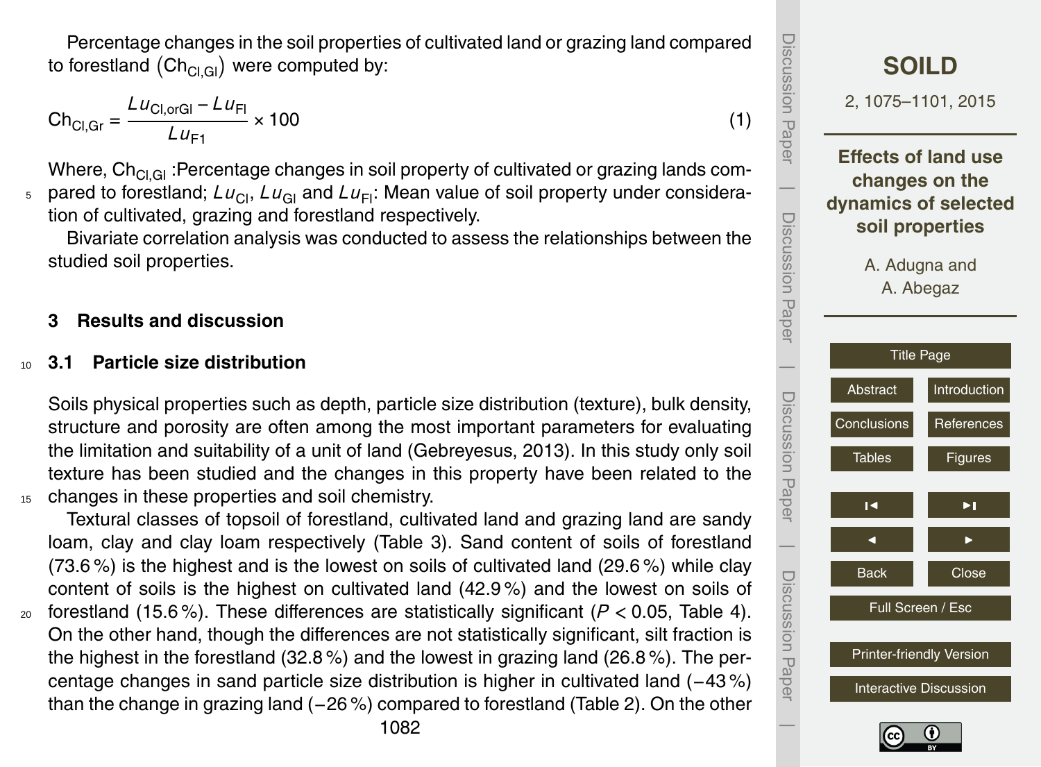Percentage changes in the soil properties of cultivated land or grazing land compared to forestland $\left(\mathrm{Ch}_{\mathrm{Cl,Gl}}\right)$ were computed by:

$$\mathrm{Ch}_{\mathrm{Cl,Gr}} = \frac{Lu_{\mathrm{Cl,orGl}} - Lu_{\mathrm{Fl}}}{Lu_{\mathrm{F1}}} \times 100 \tag{1}$$

Where, $\mathrm{Ch}_{\mathrm{Cl,Gl}}$ :Percentage changes in soil property of cultivated or grazing lands compared to forestland; $Lu_{\mathrm{Cl}}$, $Lu_{\mathrm{Gl}}$ and $Lu_{\mathrm{Fl}}$: Mean value of soil property under consideration of cultivated, grazing and forestland respectively.

Bivariate correlation analysis was conducted to assess the relationships between the studied soil properties.

## 3 Results and discussion

### 3.1 Particle size distribution

Soils physical properties such as depth, particle size distribution (texture), bulk density, structure and porosity are often among the most important parameters for evaluating the limitation and suitability of a unit of land (Gebreyesus, 2013). In this study only soil texture has been studied and the changes in this property have been related to the changes in these properties and soil chemistry.

Textural classes of topsoil of forestland, cultivated land and grazing land are sandy loam, clay and clay loam respectively (Table 3). Sand content of soils of forestland (73.6 %) is the highest and is the lowest on soils of cultivated land (29.6 %) while clay content of soils is the highest on cultivated land (42.9 %) and the lowest on soils of forestland (15.6 %). These differences are statistically significant ($P < 0.05$, Table 4). On the other hand, though the differences are not statistically significant, silt fraction is the highest in the forestland (32.8 %) and the lowest in grazing land (26.8 %). The percentage changes in sand particle size distribution is higher in cultivated land (−43 %) than the change in grazing land (−26 %) compared to forestland (Table 2). On the other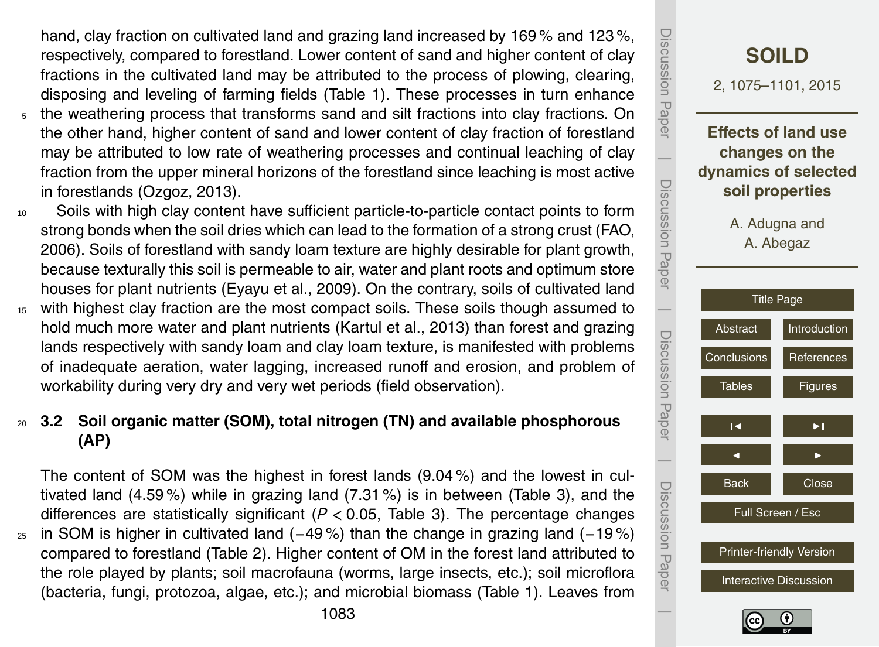hand, clay fraction on cultivated land and grazing land increased by 169 % and 123 %, respectively, compared to forestland. Lower content of sand and higher content of clay fractions in the cultivated land may be attributed to the process of plowing, clearing, disposing and leveling of farming fields (Table 1). These processes in turn enhance the weathering process that transforms sand and silt fractions into clay fractions. On the other hand, higher content of sand and lower content of clay fraction of forestland may be attributed to low rate of weathering processes and continual leaching of clay fraction from the upper mineral horizons of the forestland since leaching is most active in forestlands (Ozgoz, 2013).

Soils with high clay content have sufficient particle-to-particle contact points to form strong bonds when the soil dries which can lead to the formation of a strong crust (FAO, 2006). Soils of forestland with sandy loam texture are highly desirable for plant growth, because texturally this soil is permeable to air, water and plant roots and optimum store houses for plant nutrients (Eyayu et al., 2009). On the contrary, soils of cultivated land with highest clay fraction are the most compact soils. These soils though assumed to hold much more water and plant nutrients (Kartul et al., 2013) than forest and grazing lands respectively with sandy loam and clay loam texture, is manifested with problems of inadequate aeration, water lagging, increased runoff and erosion, and problem of workability during very dry and very wet periods (field observation).

### 3.2 Soil organic matter (SOM), total nitrogen (TN) and available phosphorous (AP)

The content of SOM was the highest in forest lands (9.04 %) and the lowest in cultivated land (4.59 %) while in grazing land (7.31 %) is in between (Table 3), and the differences are statistically significant ($P < 0.05$, Table 3). The percentage changes in SOM is higher in cultivated land (−49 %) than the change in grazing land (−19 %) compared to forestland (Table 2). Higher content of OM in the forest land attributed to the role played by plants; soil macrofauna (worms, large insects, etc.); soil microflora (bacteria, fungi, protozoa, algae, etc.); and microbial biomass (Table 1). Leaves from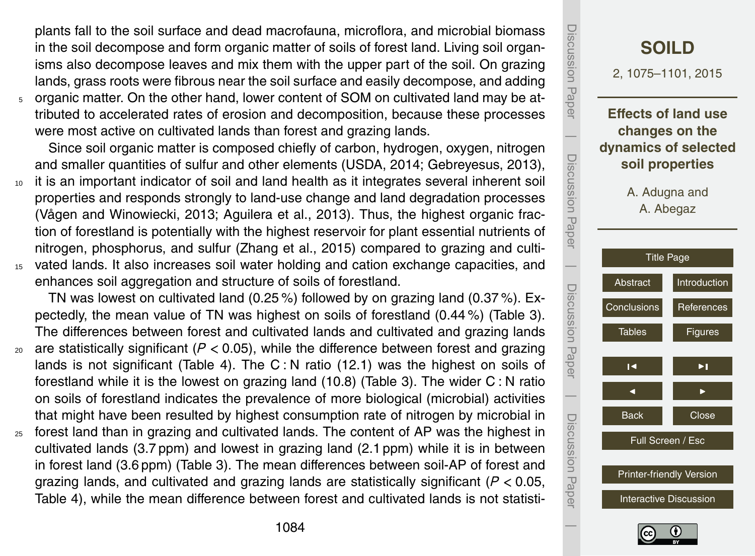plants fall to the soil surface and dead macrofauna, microflora, and microbial biomass in the soil decompose and form organic matter of soils of forest land. Living soil organisms also decompose leaves and mix them with the upper part of the soil. On grazing lands, grass roots were fibrous near the soil surface and easily decompose, and adding organic matter. On the other hand, lower content of SOM on cultivated land may be attributed to accelerated rates of erosion and decomposition, because these processes were most active on cultivated lands than forest and grazing lands.

Since soil organic matter is composed chiefly of carbon, hydrogen, oxygen, nitrogen and smaller quantities of sulfur and other elements (USDA, 2014; Gebreyesus, 2013), it is an important indicator of soil and land health as it integrates several inherent soil properties and responds strongly to land-use change and land degradation processes (Vågen and Winowiecki, 2013; Aguilera et al., 2013). Thus, the highest organic fraction of forestland is potentially with the highest reservoir for plant essential nutrients of nitrogen, phosphorus, and sulfur (Zhang et al., 2015) compared to grazing and cultivated lands. It also increases soil water holding and cation exchange capacities, and enhances soil aggregation and structure of soils of forestland.

TN was lowest on cultivated land (0.25 %) followed by on grazing land (0.37 %). Expectedly, the mean value of TN was highest on soils of forestland (0.44 %) (Table 3). The differences between forest and cultivated lands and cultivated and grazing lands are statistically significant ($P < 0.05$), while the difference between forest and grazing lands is not significant (Table 4). The C : N ratio (12.1) was the highest on soils of forestland while it is the lowest on grazing land (10.8) (Table 3). The wider C : N ratio on soils of forestland indicates the prevalence of more biological (microbial) activities that might have been resulted by highest consumption rate of nitrogen by microbial in forest land than in grazing and cultivated lands. The content of AP was the highest in cultivated lands (3.7 ppm) and lowest in grazing land (2.1 ppm) while it is in between in forest land (3.6 ppm) (Table 3). The mean differences between soil-AP of forest and grazing lands, and cultivated and grazing lands are statistically significant ($P < 0.05$, Table 4), while the mean difference between forest and cultivated lands is not statisti-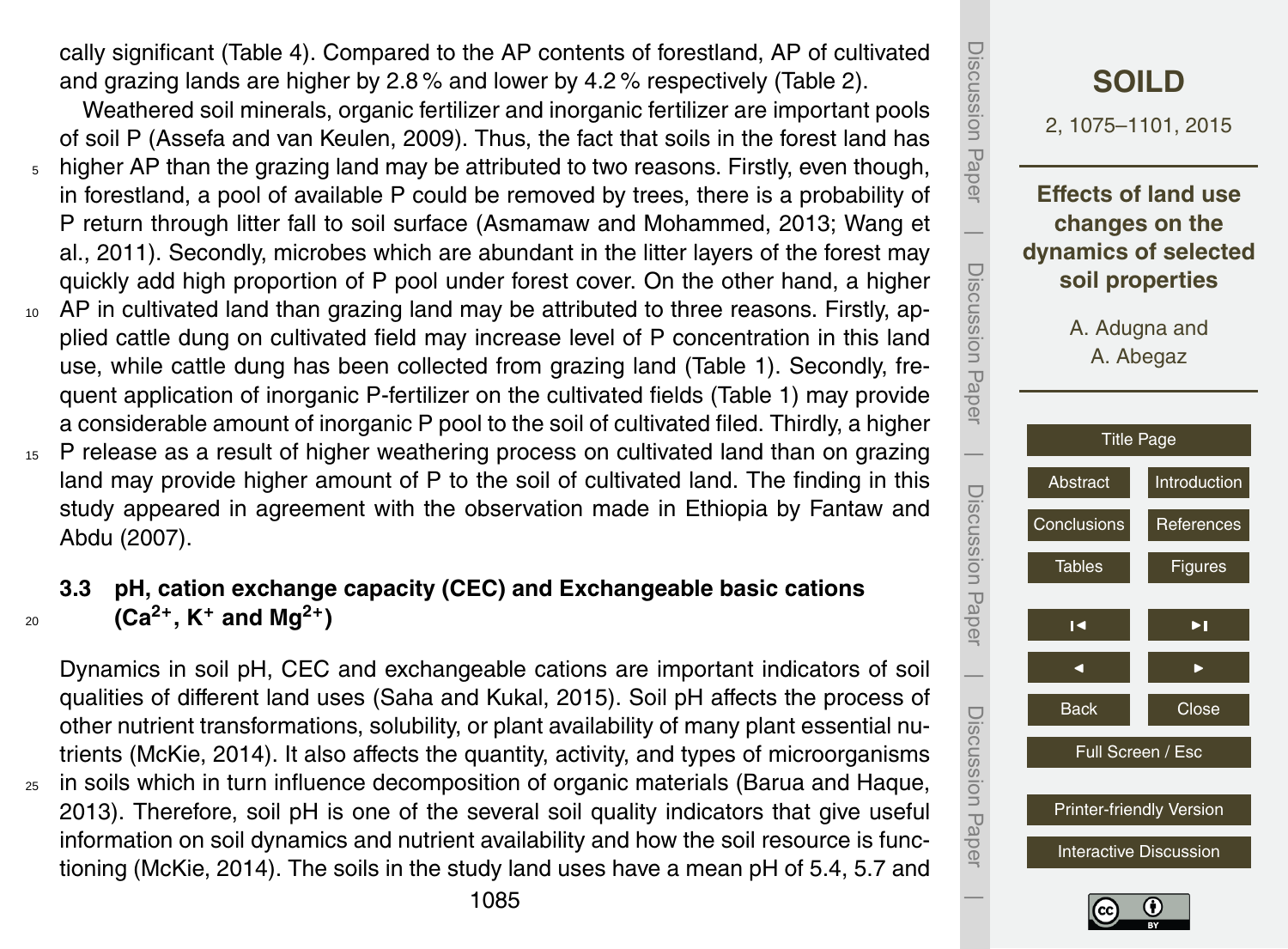cally significant (Table 4). Compared to the AP contents of forestland, AP of cultivated and grazing lands are higher by 2.8 % and lower by 4.2 % respectively (Table 2).

Weathered soil minerals, organic fertilizer and inorganic fertilizer are important pools of soil P (Assefa and van Keulen, 2009). Thus, the fact that soils in the forest land has higher AP than the grazing land may be attributed to two reasons. Firstly, even though, in forestland, a pool of available P could be removed by trees, there is a probability of P return through litter fall to soil surface (Asmamaw and Mohammed, 2013; Wang et al., 2011). Secondly, microbes which are abundant in the litter layers of the forest may quickly add high proportion of P pool under forest cover. On the other hand, a higher AP in cultivated land than grazing land may be attributed to three reasons. Firstly, applied cattle dung on cultivated field may increase level of P concentration in this land use, while cattle dung has been collected from grazing land (Table 1). Secondly, frequent application of inorganic P-fertilizer on the cultivated fields (Table 1) may provide a considerable amount of inorganic P pool to the soil of cultivated filed. Thirdly, a higher P release as a result of higher weathering process on cultivated land than on grazing land may provide higher amount of P to the soil of cultivated land. The finding in this study appeared in agreement with the observation made in Ethiopia by Fantaw and Abdu (2007).

### 3.3 pH, cation exchange capacity (CEC) and Exchangeable basic cations ($Ca^{2+}$, $K^{+}$ and $Mg^{2+}$)

Dynamics in soil pH, CEC and exchangeable cations are important indicators of soil qualities of different land uses (Saha and Kukal, 2015). Soil pH affects the process of other nutrient transformations, solubility, or plant availability of many plant essential nutrients (McKie, 2014). It also affects the quantity, activity, and types of microorganisms in soils which in turn influence decomposition of organic materials (Barua and Haque, 2013). Therefore, soil pH is one of the several soil quality indicators that give useful information on soil dynamics and nutrient availability and how the soil resource is functioning (McKie, 2014). The soils in the study land uses have a mean pH of 5.4, 5.7 and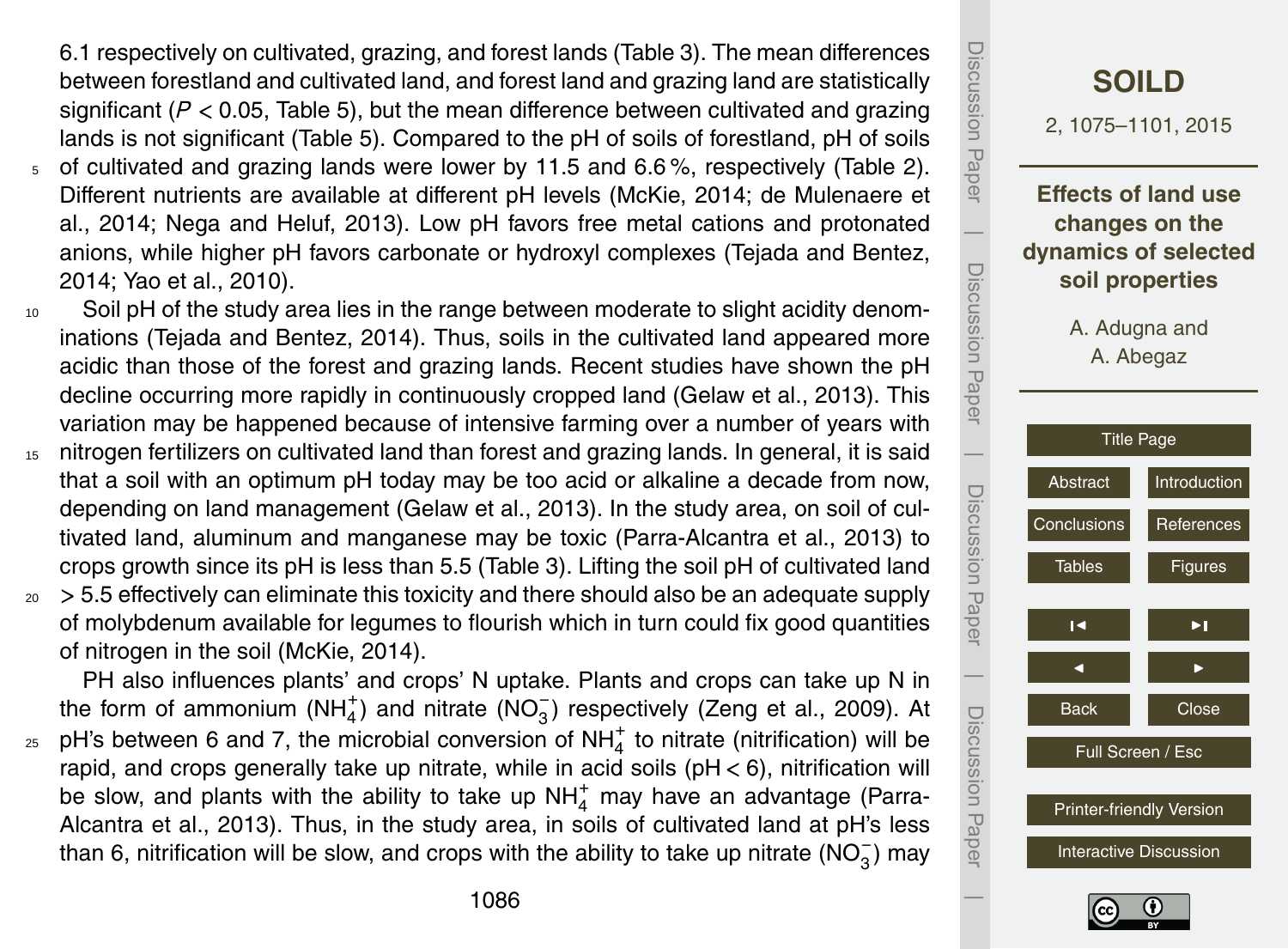6.1 respectively on cultivated, grazing, and forest lands (Table 3). The mean differences between forestland and cultivated land, and forest land and grazing land are statistically significant ($P < 0.05$, Table 5), but the mean difference between cultivated and grazing lands is not significant (Table 5). Compared to the pH of soils of forestland, pH of soils of cultivated and grazing lands were lower by 11.5 and 6.6 %, respectively (Table 2). Different nutrients are available at different pH levels (McKie, 2014; de Mulenaere et al., 2014; Nega and Heluf, 2013). Low pH favors free metal cations and protonated anions, while higher pH favors carbonate or hydroxyl complexes (Tejada and Bentez, 2014; Yao et al., 2010).

Soil pH of the study area lies in the range between moderate to slight acidity denominations (Tejada and Bentez, 2014). Thus, soils in the cultivated land appeared more acidic than those of the forest and grazing lands. Recent studies have shown the pH decline occurring more rapidly in continuously cropped land (Gelaw et al., 2013). This variation may be happened because of intensive farming over a number of years with nitrogen fertilizers on cultivated land than forest and grazing lands. In general, it is said that a soil with an optimum pH today may be too acid or alkaline a decade from now, depending on land management (Gelaw et al., 2013). In the study area, on soil of cultivated land, aluminum and manganese may be toxic (Parra-Alcantra et al., 2013) to crops growth since its pH is less than 5.5 (Table 3). Lifting the soil pH of cultivated land > 5.5 effectively can eliminate this toxicity and there should also be an adequate supply of molybdenum available for legumes to flourish which in turn could fix good quantities of nitrogen in the soil (McKie, 2014).

PH also influences plants' and crops' N uptake. Plants and crops can take up N in the form of ammonium ($NH_4^+$) and nitrate ($NO_3^-$) respectively (Zeng et al., 2009). At pH's between 6 and 7, the microbial conversion of $NH_4^+$ to nitrate (nitrification) will be rapid, and crops generally take up nitrate, while in acid soils (pH < 6), nitrification will be slow, and plants with the ability to take up $NH_4^+$ may have an advantage (Parra-Alcantra et al., 2013). Thus, in the study area, in soils of cultivated land at pH's less than 6, nitrification will be slow, and crops with the ability to take up nitrate ($NO_3^-$) may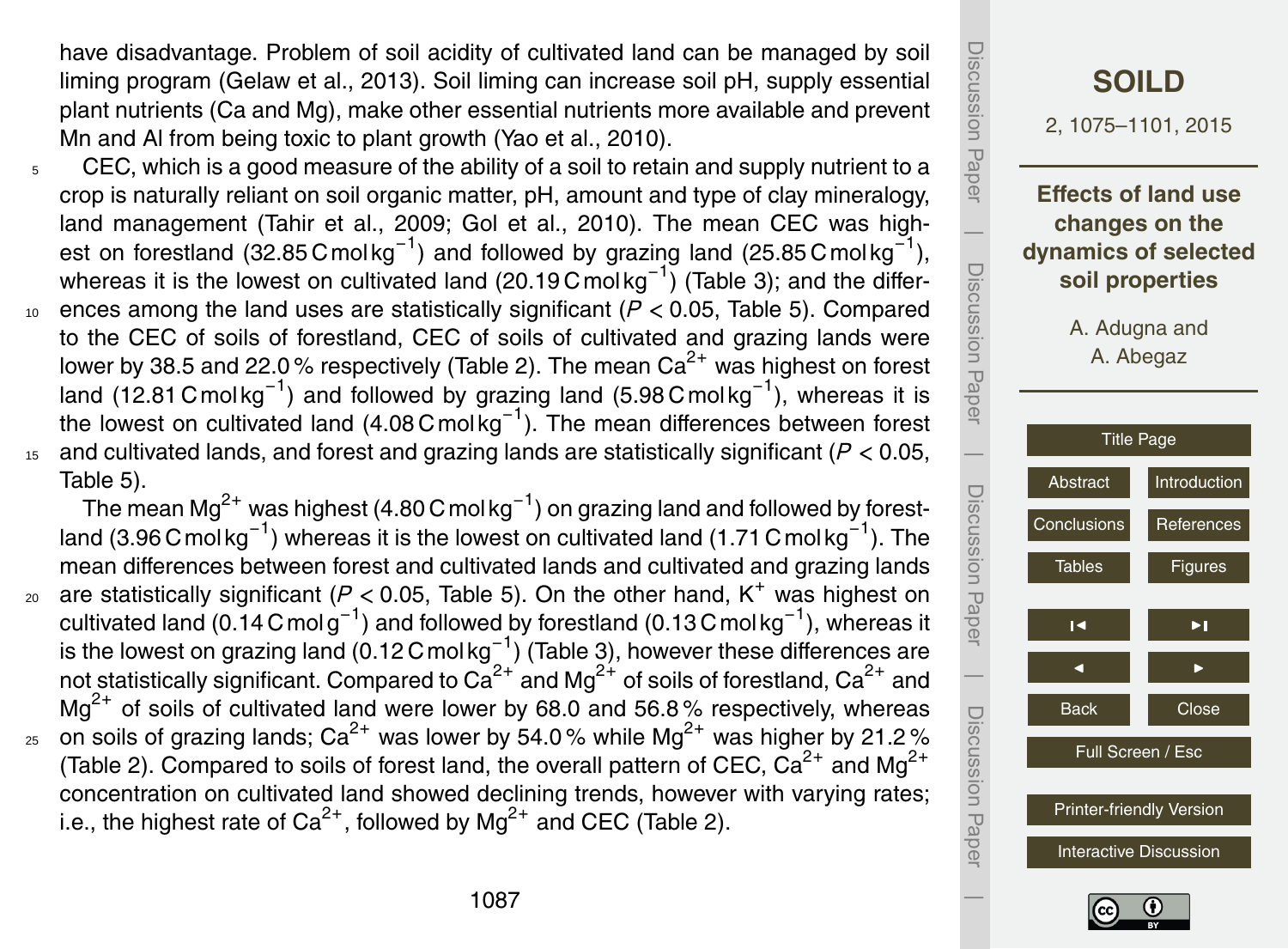have disadvantage. Problem of soil acidity of cultivated land can be managed by soil liming program (Gelaw et al., 2013). Soil liming can increase soil pH, supply essential plant nutrients (Ca and Mg), make other essential nutrients more available and prevent Mn and Al from being toxic to plant growth (Yao et al., 2010).

CEC, which is a good measure of the ability of a soil to retain and supply nutrient to a crop is naturally reliant on soil organic matter, pH, amount and type of clay mineralogy, land management (Tahir et al., 2009; Gol et al., 2010). The mean CEC was highest on forestland (32.85 $C\,mol\,kg^{-1}$) and followed by grazing land (25.85 $C\,mol\,kg^{-1}$), whereas it is the lowest on cultivated land (20.19 $C\,mol\,kg^{-1}$) (Table 3); and the differences among the land uses are statistically significant ($P < 0.05$, Table 5). Compared to the CEC of soils of forestland, CEC of soils of cultivated and grazing lands were lower by 38.5 and 22.0 % respectively (Table 2). The mean $Ca^{2+}$ was highest on forest land (12.81 $C\,mol\,kg^{-1}$) and followed by grazing land (5.98 $C\,mol\,kg^{-1}$), whereas it is the lowest on cultivated land (4.08 $C\,mol\,kg^{-1}$). The mean differences between forest and cultivated lands, and forest and grazing lands are statistically significant ($P < 0.05$, Table 5).

The mean $Mg^{2+}$ was highest (4.80 $C\,mol\,kg^{-1}$) on grazing land and followed by forestland (3.96 $C\,mol\,kg^{-1}$) whereas it is the lowest on cultivated land (1.71 $C\,mol\,kg^{-1}$). The mean differences between forest and cultivated lands and cultivated and grazing lands are statistically significant ($P < 0.05$, Table 5). On the other hand, $K^{+}$ was highest on cultivated land (0.14 $C\,mol\,g^{-1}$) and followed by forestland (0.13 $C\,mol\,kg^{-1}$), whereas it is the lowest on grazing land (0.12 $C\,mol\,kg^{-1}$) (Table 3), however these differences are not statistically significant. Compared to $Ca^{2+}$ and $Mg^{2+}$ of soils of forestland, $Ca^{2+}$ and $Mg^{2+}$ of soils of cultivated land were lower by 68.0 and 56.8 % respectively, whereas on soils of grazing lands; $Ca^{2+}$ was lower by 54.0 % while $Mg^{2+}$ was higher by 21.2 % (Table 2). Compared to soils of forest land, the overall pattern of CEC, $Ca^{2+}$ and $Mg^{2+}$ concentration on cultivated land showed declining trends, however with varying rates; i.e., the highest rate of $Ca^{2+}$, followed by $Mg^{2+}$ and CEC (Table 2).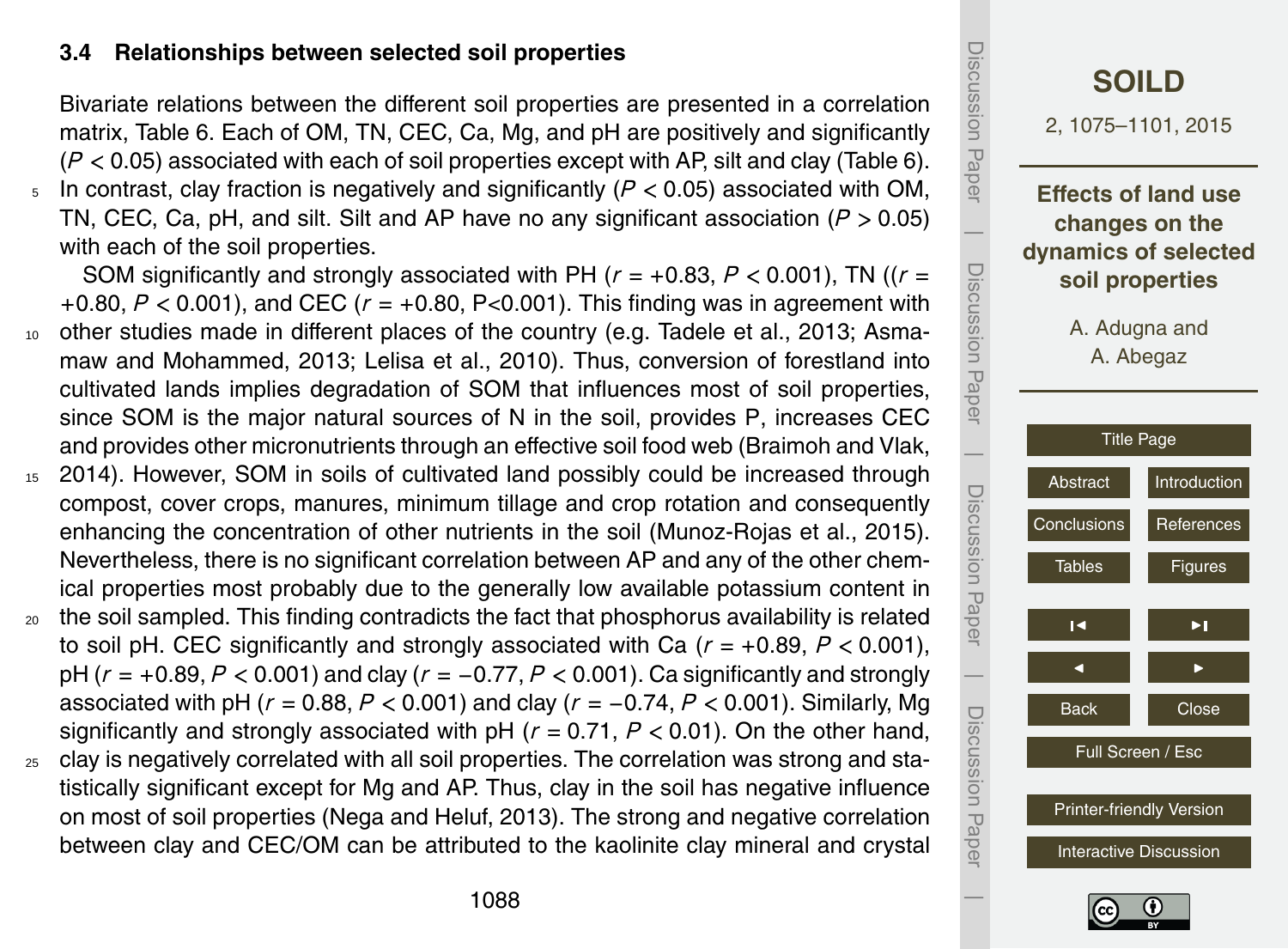### 3.4 Relationships between selected soil properties

Bivariate relations between the different soil properties are presented in a correlation matrix, Table 6. Each of OM, TN, CEC, Ca, Mg, and pH are positively and significantly ($P < 0.05$) associated with each of soil properties except with AP, silt and clay (Table 6). In contrast, clay fraction is negatively and significantly ($P < 0.05$) associated with OM, TN, CEC, Ca, pH, and silt. Silt and AP have no any significant association ($P > 0.05$) with each of the soil properties.

SOM significantly and strongly associated with PH ($r = +0.83$, $P < 0.001$), TN (($r = +0.80$, $P < 0.001$), and CEC ($r = +0.80$, $P<0.001$). This finding was in agreement with other studies made in different places of the country (e.g. Tadele et al., 2013; Asmamaw and Mohammed, 2013; Lelisa et al., 2010). Thus, conversion of forestland into cultivated lands implies degradation of SOM that influences most of soil properties, since SOM is the major natural sources of N in the soil, provides P, increases CEC and provides other micronutrients through an effective soil food web (Braimoh and Vlak, 2014). However, SOM in soils of cultivated land possibly could be increased through compost, cover crops, manures, minimum tillage and crop rotation and consequently enhancing the concentration of other nutrients in the soil (Munoz-Rojas et al., 2015). Nevertheless, there is no significant correlation between AP and any of the other chemical properties most probably due to the generally low available potassium content in the soil sampled. This finding contradicts the fact that phosphorus availability is related to soil pH. CEC significantly and strongly associated with Ca ($r = +0.89$, $P < 0.001$), pH ($r = +0.89$, $P < 0.001$) and clay ($r = -0.77$, $P < 0.001$). Ca significantly and strongly associated with pH ($r = 0.88$, $P < 0.001$) and clay ($r = -0.74$, $P < 0.001$). Similarly, Mg significantly and strongly associated with pH ($r = 0.71$, $P < 0.01$). On the other hand, clay is negatively correlated with all soil properties. The correlation was strong and statistically significant except for Mg and AP. Thus, clay in the soil has negative influence on most of soil properties (Nega and Heluf, 2013). The strong and negative correlation between clay and CEC/OM can be attributed to the kaolinite clay mineral and crystal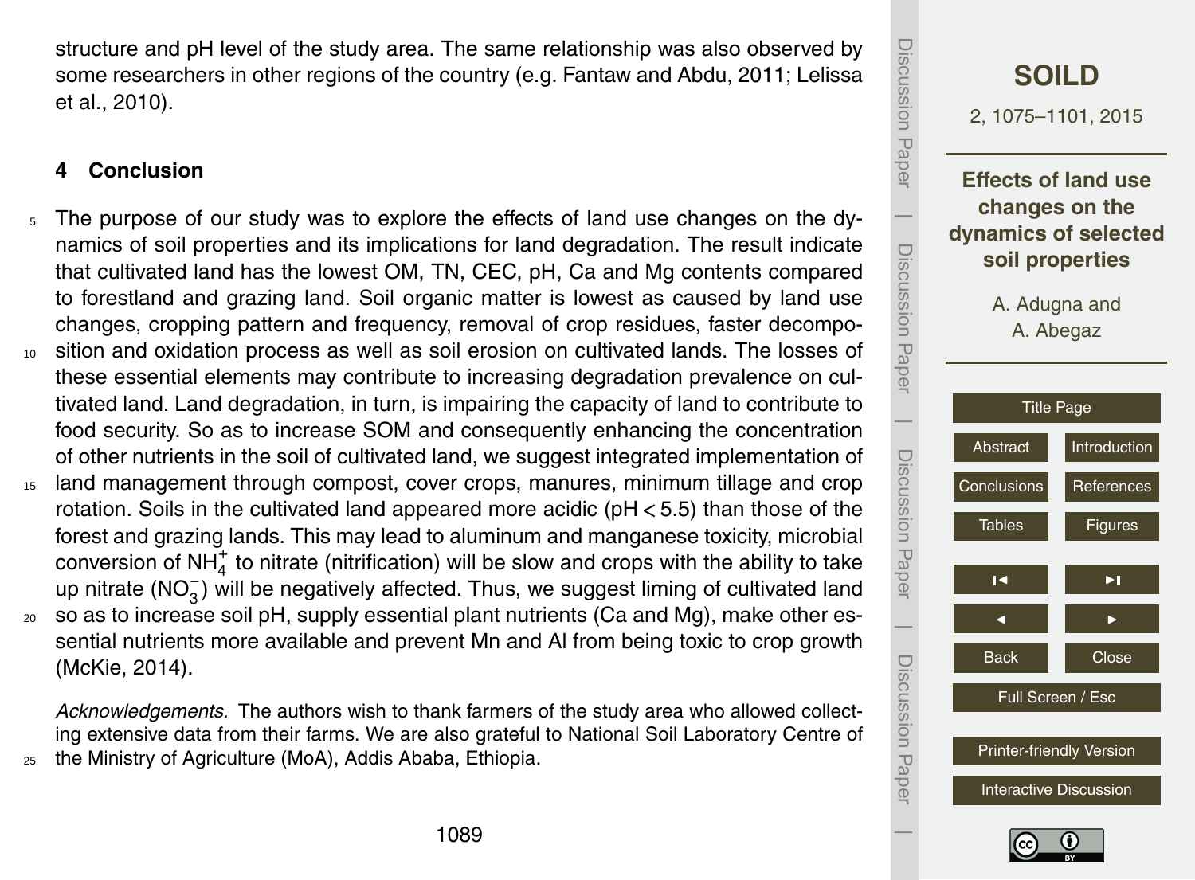structure and pH level of the study area. The same relationship was also observed by some researchers in other regions of the country (e.g. Fantaw and Abdu, 2011; Lelissa et al., 2010).

## 4 Conclusion

The purpose of our study was to explore the effects of land use changes on the dynamics of soil properties and its implications for land degradation. The result indicate that cultivated land has the lowest OM, TN, CEC, pH, Ca and Mg contents compared to forestland and grazing land. Soil organic matter is lowest as caused by land use changes, cropping pattern and frequency, removal of crop residues, faster decomposition and oxidation process as well as soil erosion on cultivated lands. The losses of these essential elements may contribute to increasing degradation prevalence on cultivated land. Land degradation, in turn, is impairing the capacity of land to contribute to food security. So as to increase SOM and consequently enhancing the concentration of other nutrients in the soil of cultivated land, we suggest integrated implementation of land management through compost, cover crops, manures, minimum tillage and crop rotation. Soils in the cultivated land appeared more acidic ($pH < 5.5$) than those of the forest and grazing lands. This may lead to aluminum and manganese toxicity, microbial conversion of $NH_4^+$ to nitrate (nitrification) will be slow and crops with the ability to take up nitrate ($NO_3^-$) will be negatively affected. Thus, we suggest liming of cultivated land so as to increase soil pH, supply essential plant nutrients (Ca and Mg), make other essential nutrients more available and prevent Mn and Al from being toxic to crop growth (McKie, 2014).

*Acknowledgements.* The authors wish to thank farmers of the study area who allowed collecting extensive data from their farms. We are also grateful to National Soil Laboratory Centre of the Ministry of Agriculture (MoA), Addis Ababa, Ethiopia.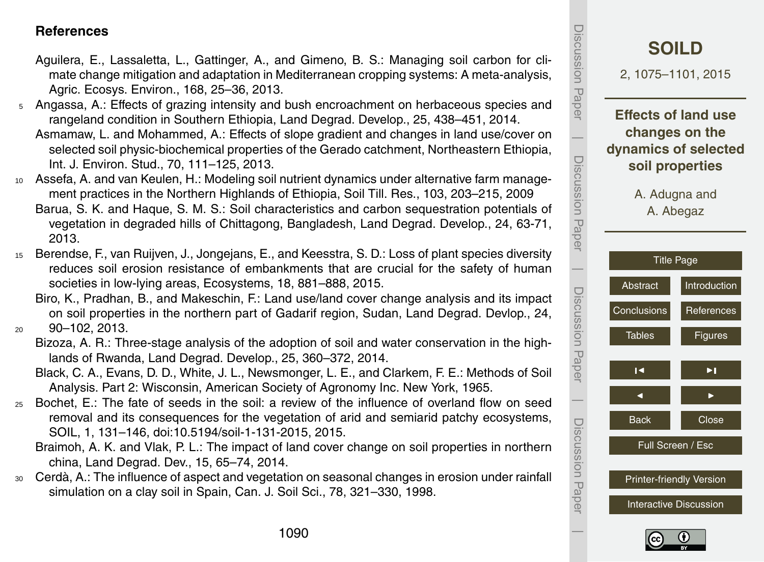## References

Aguilera, E., Lassaletta, L., Gattinger, A., and Gimeno, B. S.: Managing soil carbon for climate change mitigation and adaptation in Mediterranean cropping systems: A meta-analysis, Agric. Ecosys. Environ., 168, 25–36, 2013.

Angassa, A.: Effects of grazing intensity and bush encroachment on herbaceous species and rangeland condition in Southern Ethiopia, Land Degrad. Develop., 25, 438–451, 2014.

Asmamaw, L. and Mohammed, A.: Effects of slope gradient and changes in land use/cover on selected soil physic-biochemical properties of the Gerado catchment, Northeastern Ethiopia, Int. J. Environ. Stud., 70, 111–125, 2013.

Assefa, A. and van Keulen, H.: Modeling soil nutrient dynamics under alternative farm management practices in the Northern Highlands of Ethiopia, Soil Till. Res., 103, 203–215, 2009

Barua, S. K. and Haque, S. M. S.: Soil characteristics and carbon sequestration potentials of vegetation in degraded hills of Chittagong, Bangladesh, Land Degrad. Develop., 24, 63-71, 2013.

Berendse, F., van Ruijven, J., Jongejans, E., and Keesstra, S. D.: Loss of plant species diversity reduces soil erosion resistance of embankments that are crucial for the safety of human societies in low-lying areas, Ecosystems, 18, 881–888, 2015.

Biro, K., Pradhan, B., and Makeschin, F.: Land use/land cover change analysis and its impact on soil properties in the northern part of Gadarif region, Sudan, Land Degrad. Devlop., 24, 90–102, 2013.

Bizoza, A. R.: Three-stage analysis of the adoption of soil and water conservation in the highlands of Rwanda, Land Degrad. Develop., 25, 360–372, 2014.

Black, C. A., Evans, D. D., White, J. L., Newsmonger, L. E., and Clarkem, F. E.: Methods of Soil Analysis. Part 2: Wisconsin, American Society of Agronomy Inc. New York, 1965.

Bochet, E.: The fate of seeds in the soil: a review of the influence of overland flow on seed removal and its consequences for the vegetation of arid and semiarid patchy ecosystems, SOIL, 1, 131–146, doi:10.5194/soil-1-131-2015, 2015.

Braimoh, A. K. and Vlak, P. L.: The impact of land cover change on soil properties in northern china, Land Degrad. Dev., 15, 65–74, 2014.

Cerdà, A.: The influence of aspect and vegetation on seasonal changes in erosion under rainfall simulation on a clay soil in Spain, Can. J. Soil Sci., 78, 321–330, 1998.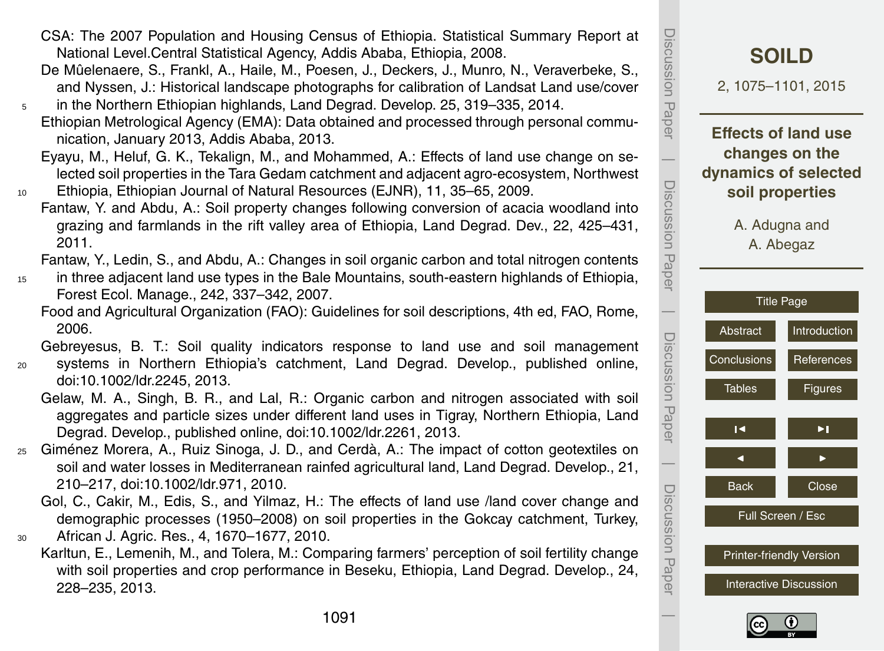CSA: The 2007 Population and Housing Census of Ethiopia. Statistical Summary Report at National Level.Central Statistical Agency, Addis Ababa, Ethiopia, 2008.

De Mûelenaere, S., Frankl, A., Haile, M., Poesen, J., Deckers, J., Munro, N., Veraverbeke, S., and Nyssen, J.: Historical landscape photographs for calibration of Landsat Land use/cover in the Northern Ethiopian highlands, Land Degrad. Develop. 25, 319–335, 2014.

Ethiopian Metrological Agency (EMA): Data obtained and processed through personal communication, January 2013, Addis Ababa, 2013.

Eyayu, M., Heluf, G. K., Tekalign, M., and Mohammed, A.: Effects of land use change on selected soil properties in the Tara Gedam catchment and adjacent agro-ecosystem, Northwest Ethiopia, Ethiopian Journal of Natural Resources (EJNR), 11, 35–65, 2009.

Fantaw, Y. and Abdu, A.: Soil property changes following conversion of acacia woodland into grazing and farmlands in the rift valley area of Ethiopia, Land Degrad. Dev., 22, 425–431, 2011.

Fantaw, Y., Ledin, S., and Abdu, A.: Changes in soil organic carbon and total nitrogen contents in three adjacent land use types in the Bale Mountains, south-eastern highlands of Ethiopia, Forest Ecol. Manage., 242, 337–342, 2007.

Food and Agricultural Organization (FAO): Guidelines for soil descriptions, 4th ed, FAO, Rome, 2006.

Gebreyesus, B. T.: Soil quality indicators response to land use and soil management systems in Northern Ethiopia's catchment, Land Degrad. Develop., published online, doi:10.1002/ldr.2245, 2013.

Gelaw, M. A., Singh, B. R., and Lal, R.: Organic carbon and nitrogen associated with soil aggregates and particle sizes under different land uses in Tigray, Northern Ethiopia, Land Degrad. Develop., published online, doi:10.1002/ldr.2261, 2013.

Giménez Morera, A., Ruiz Sinoga, J. D., and Cerdà, A.: The impact of cotton geotextiles on soil and water losses in Mediterranean rainfed agricultural land, Land Degrad. Develop., 21, 210–217, doi:10.1002/ldr.971, 2010.

Gol, C., Cakir, M., Edis, S., and Yilmaz, H.: The effects of land use /land cover change and demographic processes (1950–2008) on soil properties in the Gokcay catchment, Turkey, African J. Agric. Res., 4, 1670–1677, 2010.

Karltun, E., Lemenih, M., and Tolera, M.: Comparing farmers' perception of soil fertility change with soil properties and crop performance in Beseku, Ethiopia, Land Degrad. Develop., 24, 228–235, 2013.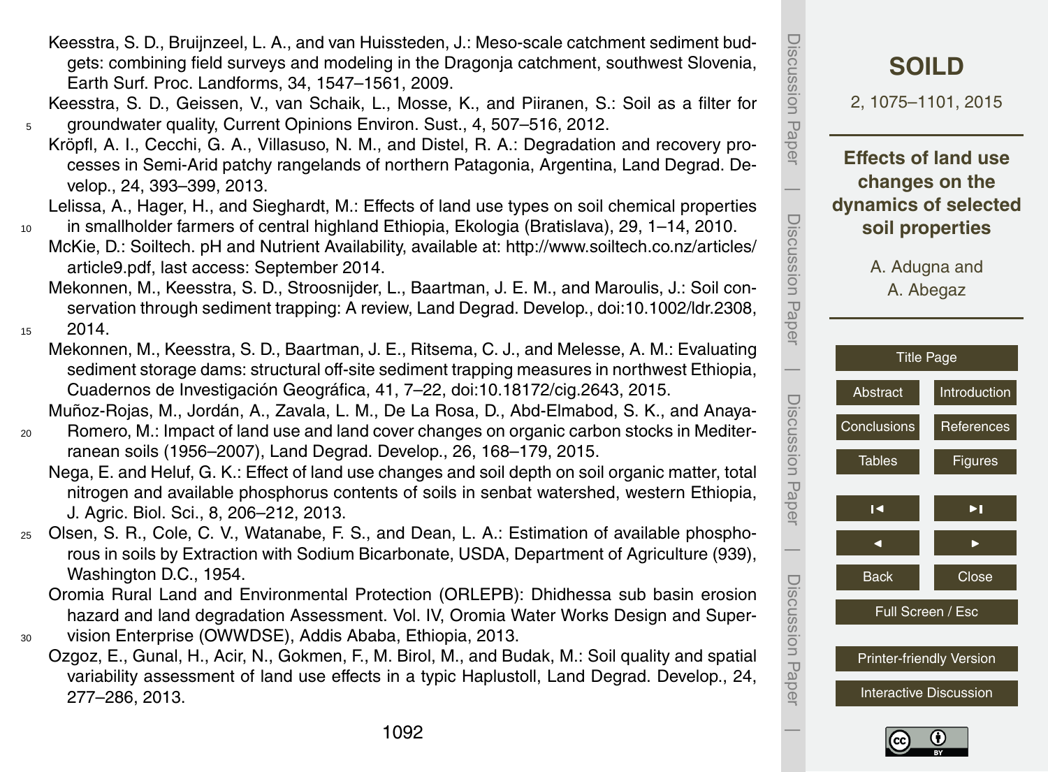Keesstra, S. D., Bruijnzeel, L. A., and van Huissteden, J.: Meso-scale catchment sediment budgets: combining field surveys and modeling in the Dragonja catchment, southwest Slovenia, Earth Surf. Proc. Landforms, 34, 1547–1561, 2009.

Keesstra, S. D., Geissen, V., van Schaik, L., Mosse, K., and Piiranen, S.: Soil as a filter for groundwater quality, Current Opinions Environ. Sust., 4, 507–516, 2012.

Kröpfl, A. I., Cecchi, G. A., Villasuso, N. M., and Distel, R. A.: Degradation and recovery processes in Semi-Arid patchy rangelands of northern Patagonia, Argentina, Land Degrad. Develop., 24, 393–399, 2013.

Lelissa, A., Hager, H., and Sieghardt, M.: Effects of land use types on soil chemical properties in smallholder farmers of central highland Ethiopia, Ekologia (Bratislava), 29, 1–14, 2010.

McKie, D.: Soiltech. pH and Nutrient Availability, available at: http://www.soiltech.co.nz/articles/article9.pdf, last access: September 2014.

Mekonnen, M., Keesstra, S. D., Stroosnijder, L., Baartman, J. E. M., and Maroulis, J.: Soil conservation through sediment trapping: A review, Land Degrad. Develop., doi:10.1002/ldr.2308, 2014.

Mekonnen, M., Keesstra, S. D., Baartman, J. E., Ritsema, C. J., and Melesse, A. M.: Evaluating sediment storage dams: structural off-site sediment trapping measures in northwest Ethiopia, Cuadernos de Investigación Geográfica, 41, 7–22, doi:10.18172/cig.2643, 2015.

Muñoz-Rojas, M., Jordán, A., Zavala, L. M., De La Rosa, D., Abd-Elmabod, S. K., and Anaya-Romero, M.: Impact of land use and land cover changes on organic carbon stocks in Mediterranean soils (1956–2007), Land Degrad. Develop., 26, 168–179, 2015.

Nega, E. and Heluf, G. K.: Effect of land use changes and soil depth on soil organic matter, total nitrogen and available phosphorus contents of soils in senbat watershed, western Ethiopia, J. Agric. Biol. Sci., 8, 206–212, 2013.

Olsen, S. R., Cole, C. V., Watanabe, F. S., and Dean, L. A.: Estimation of available phosphorous in soils by Extraction with Sodium Bicarbonate, USDA, Department of Agriculture (939), Washington D.C., 1954.

Oromia Rural Land and Environmental Protection (ORLEPB): Dhidhessa sub basin erosion hazard and land degradation Assessment. Vol. IV, Oromia Water Works Design and Supervision Enterprise (OWWDSE), Addis Ababa, Ethiopia, 2013.

Ozgoz, E., Gunal, H., Acir, N., Gokmen, F., M. Birol, M., and Budak, M.: Soil quality and spatial variability assessment of land use effects in a typic Haplustoll, Land Degrad. Develop., 24, 277–286, 2013.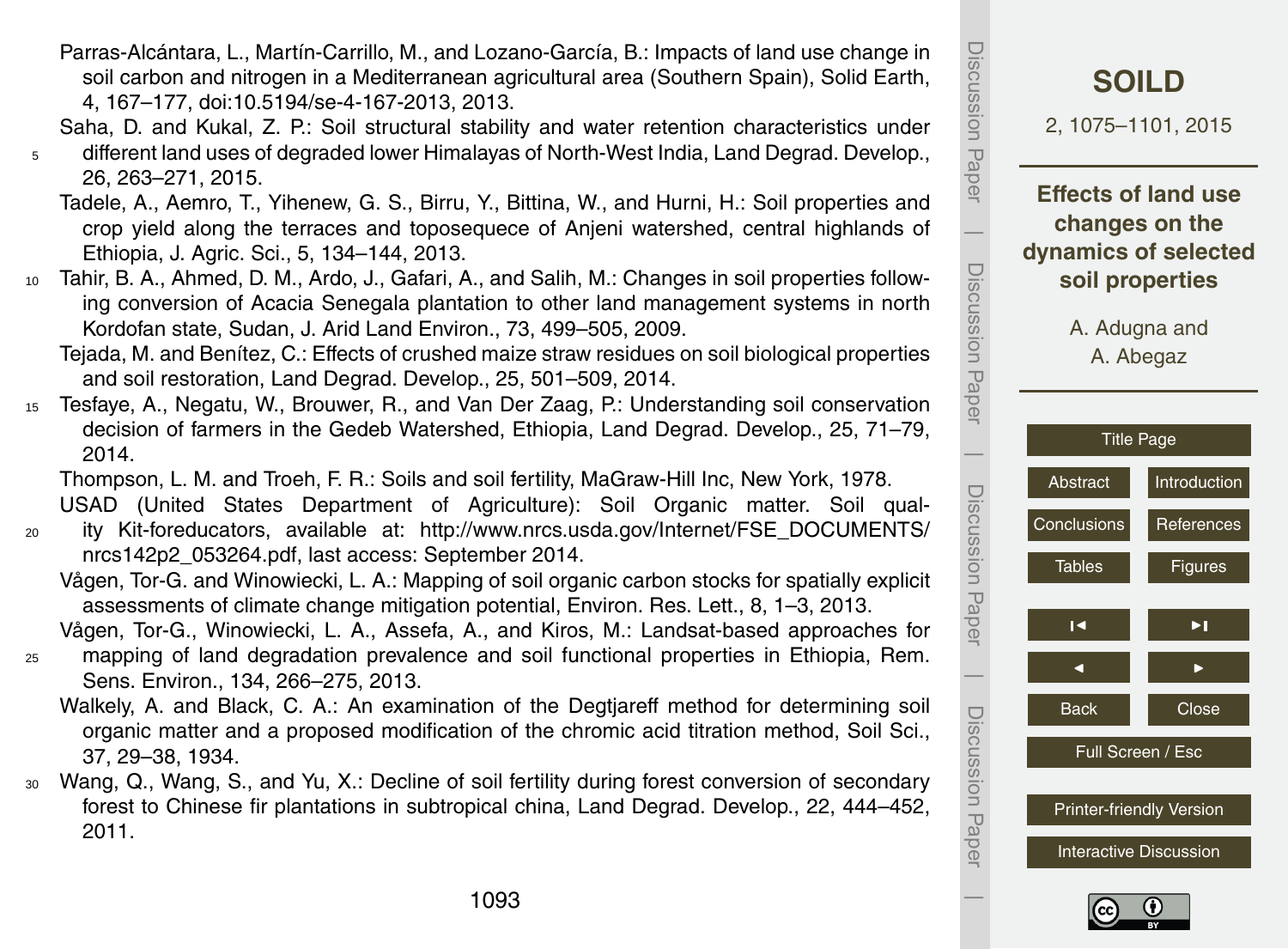Parras-Alcántara, L., Martín-Carrillo, M., and Lozano-García, B.: Impacts of land use change in soil carbon and nitrogen in a Mediterranean agricultural area (Southern Spain), Solid Earth, 4, 167–177, doi:10.5194/se-4-167-2013, 2013.

Saha, D. and Kukal, Z. P.: Soil structural stability and water retention characteristics under different land uses of degraded lower Himalayas of North-West India, Land Degrad. Develop., 26, 263–271, 2015.

Tadele, A., Aemro, T., Yihenew, G. S., Birru, Y., Bittina, W., and Hurni, H.: Soil properties and crop yield along the terraces and toposequece of Anjeni watershed, central highlands of Ethiopia, J. Agric. Sci., 5, 134–144, 2013.

Tahir, B. A., Ahmed, D. M., Ardo, J., Gafari, A., and Salih, M.: Changes in soil properties following conversion of Acacia Senegala plantation to other land management systems in north Kordofan state, Sudan, J. Arid Land Environ., 73, 499–505, 2009.

Tejada, M. and Benítez, C.: Effects of crushed maize straw residues on soil biological properties and soil restoration, Land Degrad. Develop., 25, 501–509, 2014.

Tesfaye, A., Negatu, W., Brouwer, R., and Van Der Zaag, P.: Understanding soil conservation decision of farmers in the Gedeb Watershed, Ethiopia, Land Degrad. Develop., 25, 71–79, 2014.

Thompson, L. M. and Troeh, F. R.: Soils and soil fertility, MaGraw-Hill Inc, New York, 1978.

USAD (United States Department of Agriculture): Soil Organic matter. Soil quality Kit-foreducators, available at: http://www.nrcs.usda.gov/Internet/FSE_DOCUMENTS/nrcs142p2_053264.pdf, last access: September 2014.

Vågen, Tor-G. and Winowiecki, L. A.: Mapping of soil organic carbon stocks for spatially explicit assessments of climate change mitigation potential, Environ. Res. Lett., 8, 1–3, 2013.

Vågen, Tor-G., Winowiecki, L. A., Assefa, A., and Kiros, M.: Landsat-based approaches for mapping of land degradation prevalence and soil functional properties in Ethiopia, Rem. Sens. Environ., 134, 266–275, 2013.

Walkely, A. and Black, C. A.: An examination of the Degtjareff method for determining soil organic matter and a proposed modification of the chromic acid titration method, Soil Sci., 37, 29–38, 1934.

Wang, Q., Wang, S., and Yu, X.: Decline of soil fertility during forest conversion of secondary forest to Chinese fir plantations in subtropical china, Land Degrad. Develop., 22, 444–452, 2011.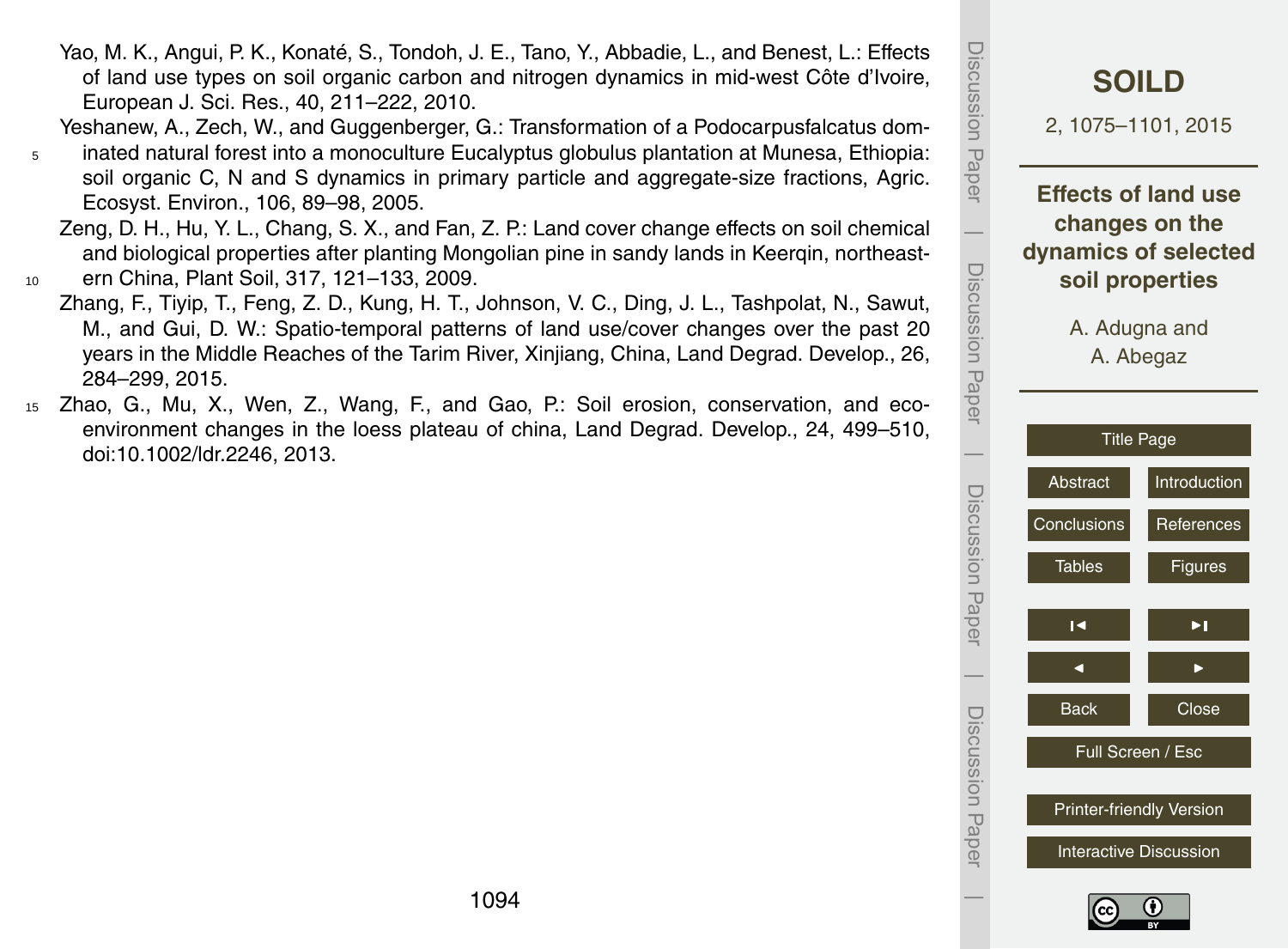Yao, M. K., Angui, P. K., Konaté, S., Tondoh, J. E., Tano, Y., Abbadie, L., and Benest, L.: Effects of land use types on soil organic carbon and nitrogen dynamics in mid-west Côte d'Ivoire, European J. Sci. Res., 40, 211–222, 2010.

Yeshanew, A., Zech, W., and Guggenberger, G.: Transformation of a Podocarpusfalcatus dominated natural forest into a monoculture Eucalyptus globulus plantation at Munesa, Ethiopia: soil organic C, N and S dynamics in primary particle and aggregate-size fractions, Agric. Ecosyst. Environ., 106, 89–98, 2005.

Zeng, D. H., Hu, Y. L., Chang, S. X., and Fan, Z. P.: Land cover change effects on soil chemical and biological properties after planting Mongolian pine in sandy lands in Keerqin, northeastern China, Plant Soil, 317, 121–133, 2009.

Zhang, F., Tiyip, T., Feng, Z. D., Kung, H. T., Johnson, V. C., Ding, J. L., Tashpolat, N., Sawut, M., and Gui, D. W.: Spatio-temporal patterns of land use/cover changes over the past 20 years in the Middle Reaches of the Tarim River, Xinjiang, China, Land Degrad. Develop., 26, 284–299, 2015.

Zhao, G., Mu, X., Wen, Z., Wang, F., and Gao, P.: Soil erosion, conservation, and eco-environment changes in the loess plateau of china, Land Degrad. Develop., 24, 499–510, doi:10.1002/ldr.2246, 2013.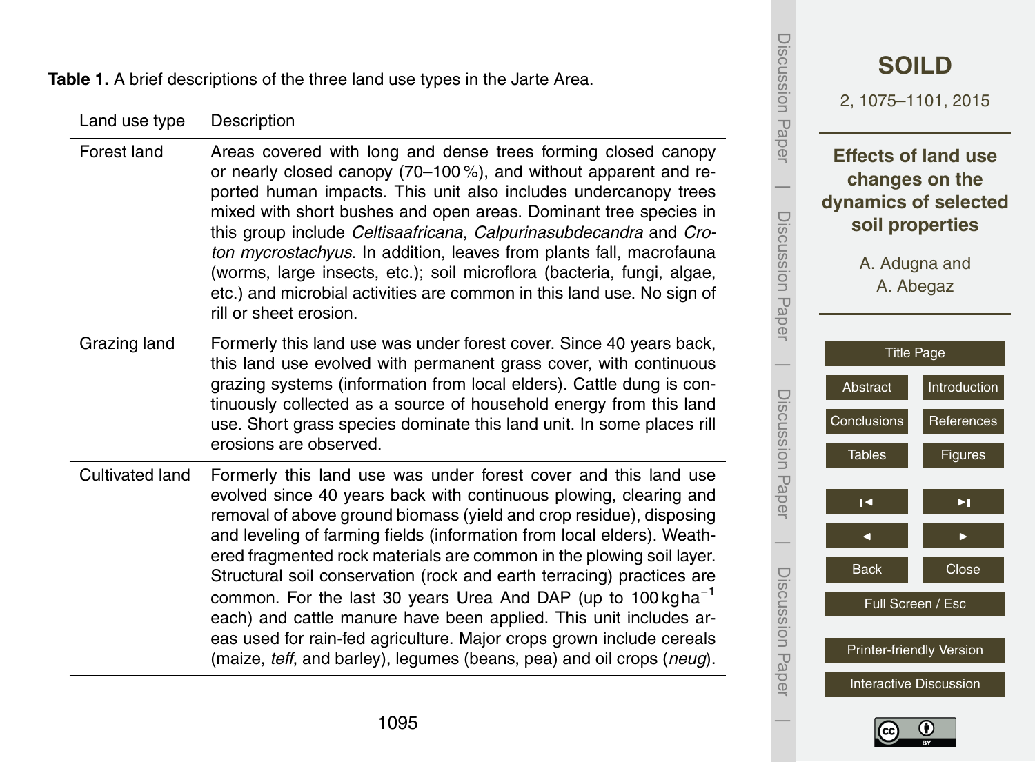**Table 1.** A brief descriptions of the three land use types in the Jarte Area.

| Land use type | Description |
|---|---|
| Forest land | Areas covered with long and dense trees forming closed canopy or nearly closed canopy (70–100 %), and without apparent and reported human impacts. This unit also includes undercanopy trees mixed with short bushes and open areas. Dominant tree species in this group include *Celtisaafricana*, *Calpurinasubdecandra* and *Croton mycrostachyus*. In addition, leaves from plants fall, macrofauna (worms, large insects, etc.); soil microflora (bacteria, fungi, algae, etc.) and microbial activities are common in this land use. No sign of rill or sheet erosion. |
| Grazing land | Formerly this land use was under forest cover. Since 40 years back, this land use evolved with permanent grass cover, with continuous grazing systems (information from local elders). Cattle dung is continuously collected as a source of household energy from this land use. Short grass species dominate this land unit. In some places rill erosions are observed. |
| Cultivated land | Formerly this land use was under forest cover and this land use evolved since 40 years back with continuous plowing, clearing and removal of above ground biomass (yield and crop residue), disposing and leveling of farming fields (information from local elders). Weathered fragmented rock materials are common in the plowing soil layer. Structural soil conservation (rock and earth terracing) practices are common. For the last 30 years Urea And DAP (up to 100 $kg\,ha^{-1}$ each) and cattle manure have been applied. This unit includes areas used for rain-fed agriculture. Major crops grown include cereals (maize, *teff*, and barley), legumes (beans, pea) and oil crops (*neug*). |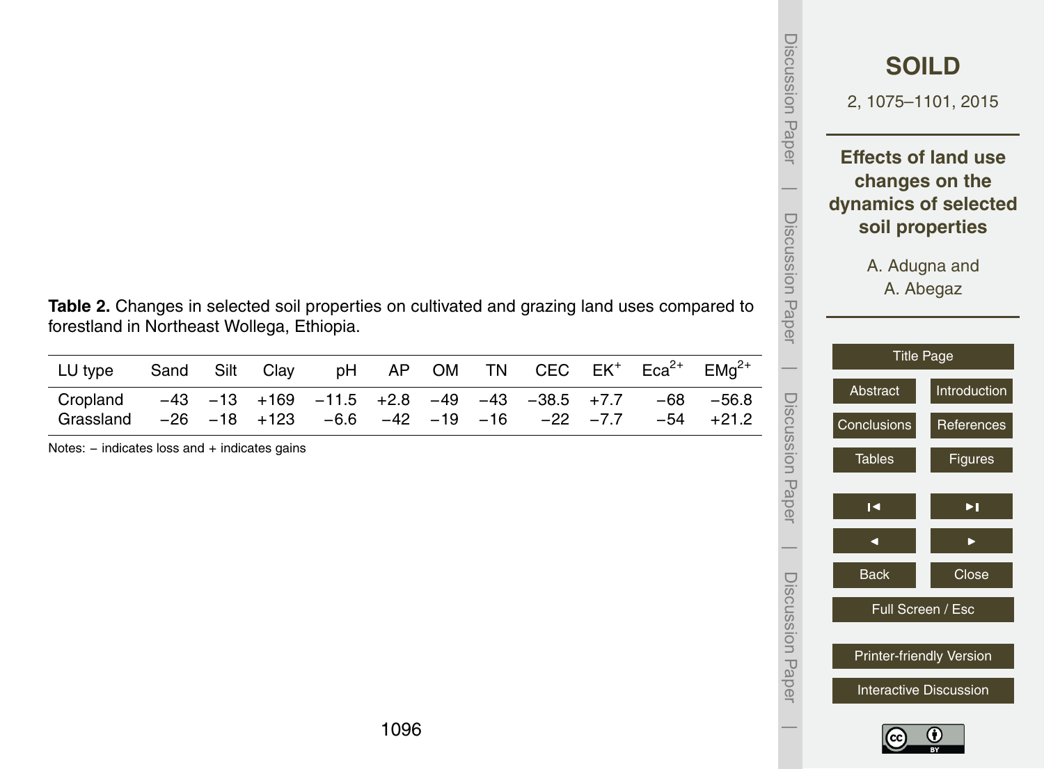**Table 2.** Changes in selected soil properties on cultivated and grazing land uses compared to forestland in Northeast Wollega, Ethiopia.

| LU type | Sand | Silt | Clay | pH | AP | OM | TN | CEC | $EK^{+}$ | $Eca^{2+}$ | $EMg^{2+}$ |
|---|---|---|---|---|---|---|---|---|---|---|---|
| Cropland | −43 | −13 | +169 | −11.5 | +2.8 | −49 | −43 | −38.5 | +7.7 | −68 | −56.8 |
| Grassland | −26 | −18 | +123 | −6.6 | −42 | −19 | −16 | −22 | −7.7 | −54 | +21.2 |

Notes: − indicates loss and + indicates gains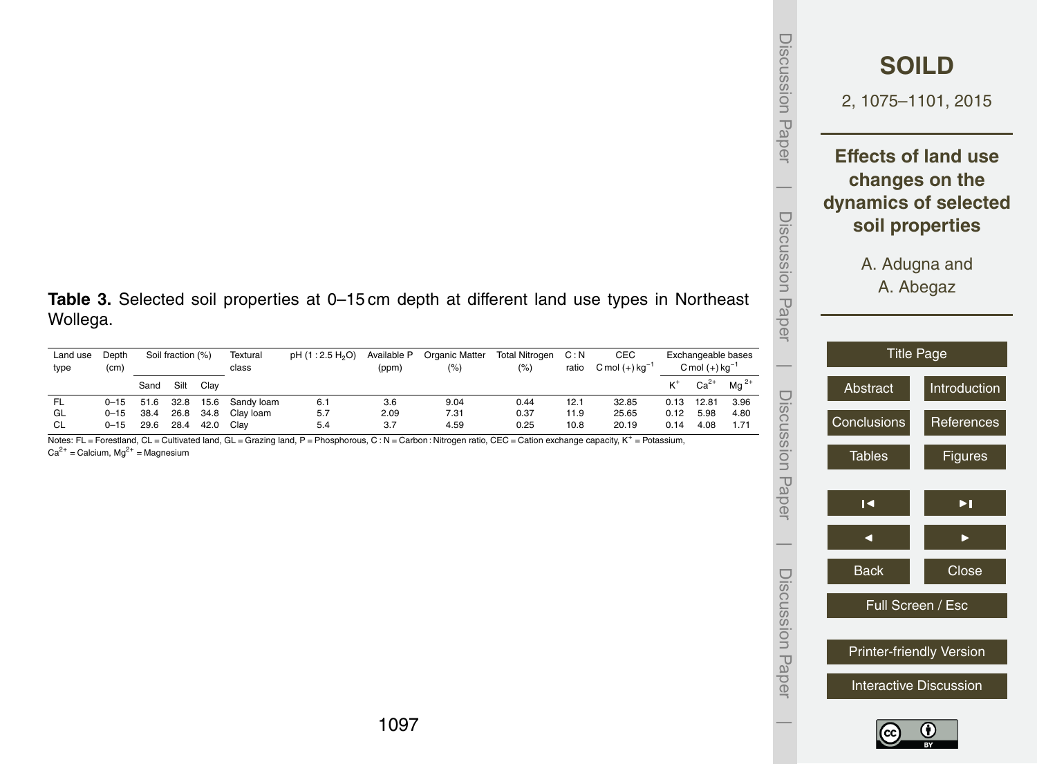**Table 3.** Selected soil properties at 0–15 cm depth at different land use types in Northeast Wollega.

| Land use type | Depth (cm) | Soil fraction (%) | | | Textural class | pH (1 : 2.5 $H_2O$) | Available P (ppm) | Organic Matter (%) | Total Nitrogen (%) | C : N ratio | CEC C mol (+) $kg^{-1}$ | Exchangeable bases C mol (+) $kg^{-1}$ | | |
|---|---|---|---|---|---|---|---|---|---|---|---|---|---|---|
| | | Sand | Silt | Clay | | | | | | | | $K^+$ | $Ca^{2+}$ | $Mg^{2+}$ |
| FL | 0–15 | 51.6 | 32.8 | 15.6 | Sandy loam | 6.1 | 3.6 | 9.04 | 0.44 | 12.1 | 32.85 | 0.13 | 12.81 | 3.96 |
| GL | 0–15 | 38.4 | 26.8 | 34.8 | Clay loam | 5.7 | 2.09 | 7.31 | 0.37 | 11.9 | 25.65 | 0.12 | 5.98 | 4.80 |
| CL | 0–15 | 29.6 | 28.4 | 42.0 | Clay | 5.4 | 3.7 | 4.59 | 0.25 | 10.8 | 20.19 | 0.14 | 4.08 | 1.71 |

Notes: FL = Forestland, CL = Cultivated land, GL = Grazing land, P = Phosphorous, C : N = Carbon : Nitrogen ratio, CEC = Cation exchange capacity, $K^+$ = Potassium, $Ca^{2+}$ = Calcium, $Mg^{2+}$ = Magnesium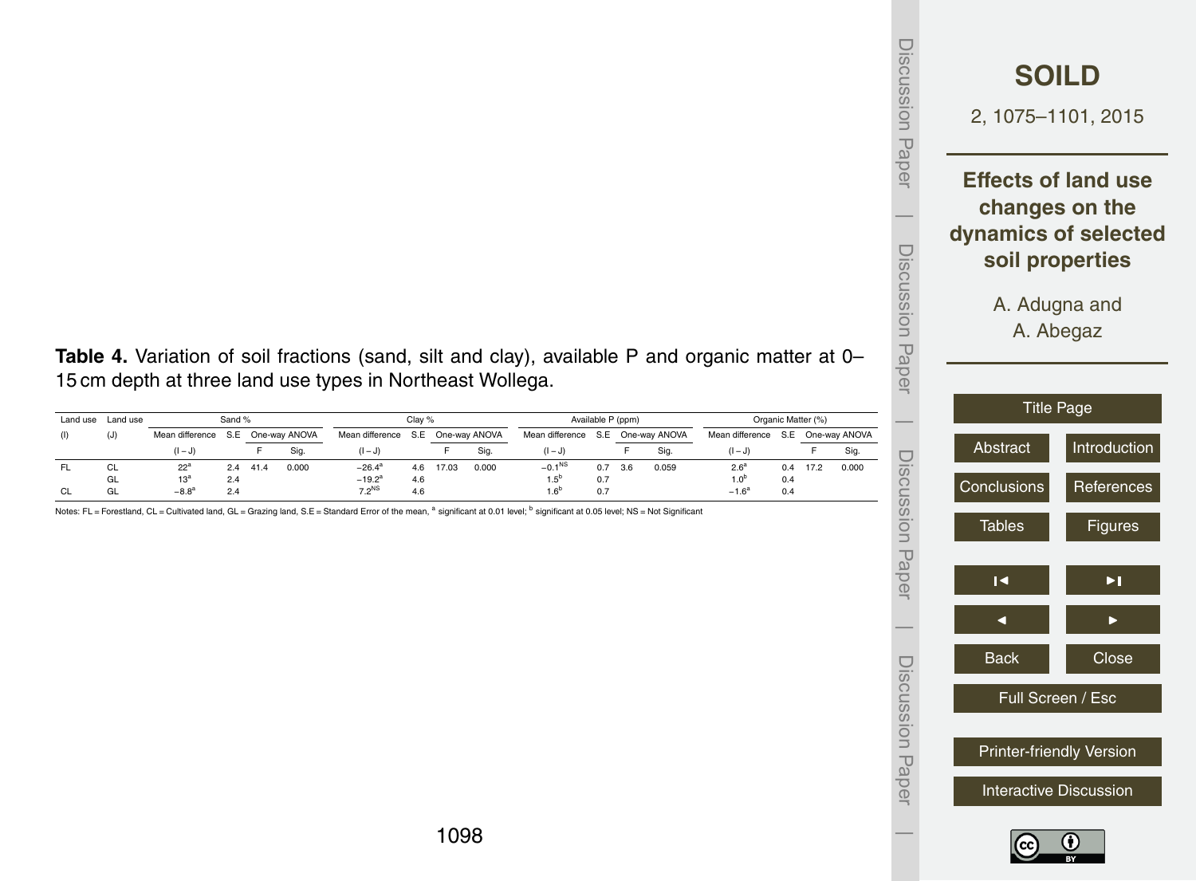**Table 4.** Variation of soil fractions (sand, silt and clay), available P and organic matter at 0–15 cm depth at three land use types in Northeast Wollega.

| Land use | Land use | Sand % | | | | Clay % | | | | Available P (ppm) | | | | Organic Matter (%) | | | |
|---|---|---|---|---|---|---|---|---|---|---|---|---|---|---|---|---|---|
| (I) | (J) | Mean difference | S.E | One-way ANOVA | | Mean difference | S.E | One-way ANOVA | | Mean difference | S.E | One-way ANOVA | | Mean difference | S.E | One-way ANOVA | |
| | | (I − J) | | F | Sig. | (I − J) | | F | Sig. | (I − J) | | F | Sig. | (I − J) | | F | Sig. |
| FL | CL | 22[a] | 2.4 | 41.4 | 0.000 | −26.4[a] | 4.6 | 17.03 | 0.000 | −0.1[NS] | 0.7 | 3.6 | 0.059 | 2.6[a] | 0.4 | 17.2 | 0.000 |
| | GL | 13[a] | 2.4 | | | −19.2[a] | 4.6 | | | 1.5[b] | 0.7 | | | 1.0[b] | 0.4 | | |
| CL | GL | −8.8[a] | 2.4 | | | 7.2[NS] | 4.6 | | | 1.6[b] | 0.7 | | | −1.6[a] | 0.4 | | |

Notes: FL = Forestland, CL = Cultivated land, GL = Grazing land, S.E = Standard Error of the mean, [a] significant at 0.01 level; [b] significant at 0.05 level; NS = Not Significant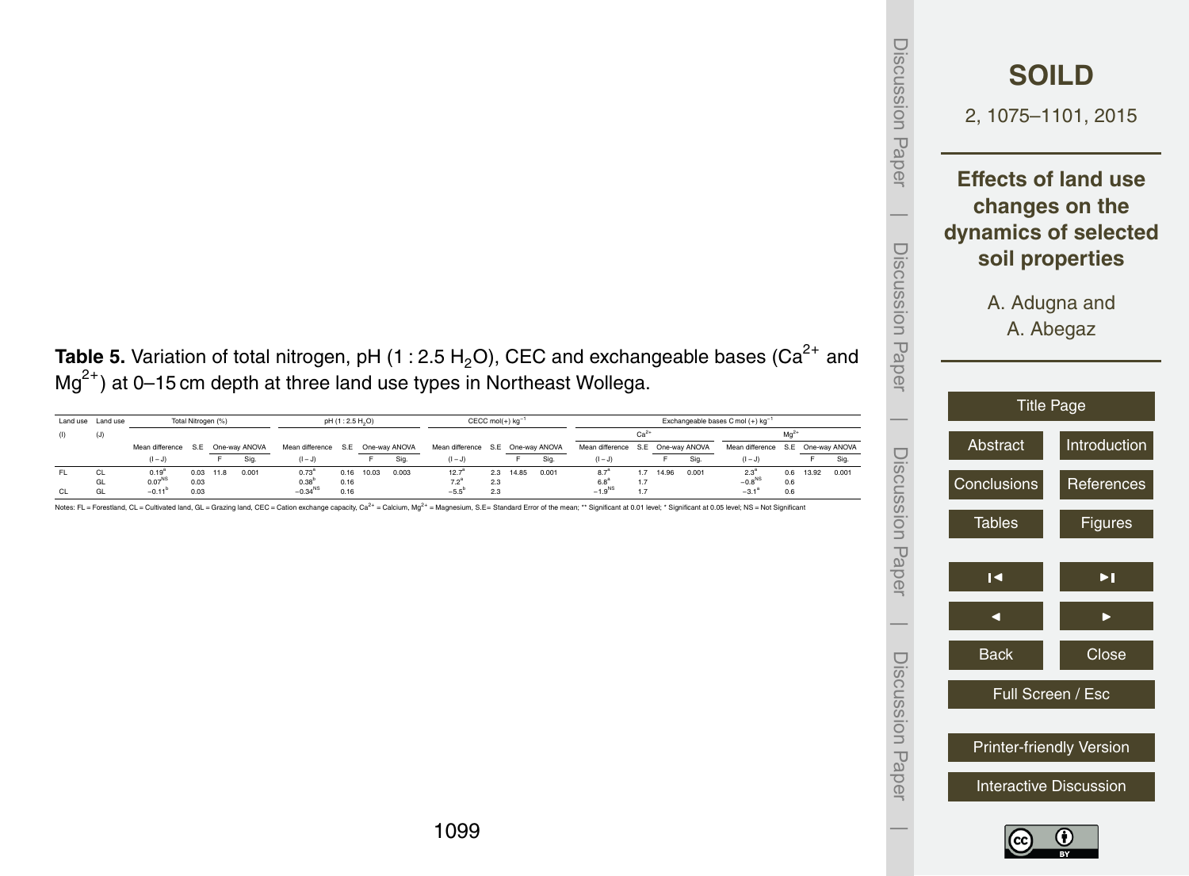**Table 5.** Variation of total nitrogen, pH (1 : 2.5 $H_2O$), CEC and exchangeable bases ($Ca^{2+}$ and $Mg^{2+}$) at 0–15 cm depth at three land use types in Northeast Wollega.

| Land use (I) | Land use (J) | Total Nitrogen (%) | | | | pH (1 : 2.5 $H_2O$) | | | | CECC mol(+) $kg^{-1}$ | | | | Exchangeable bases C mol (+) $kg^{-1}$ | | | | | | | |
|---|---|---|---|---|---|---|---|---|---|---|---|---|---|---|---|---|---|---|---|---|---|
| | | | | | | | | | | | | | | $Ca^{2+}$ | | | | $Mg^{2+}$ | | | |
| | | Mean difference (I − J) | S.E | One-way ANOVA F | Sig. | Mean difference (I − J) | S.E | One-way ANOVA F | Sig. | Mean difference (I − J) | S.E | One-way ANOVA F | Sig. | Mean difference (I − J) | S.E | One-way ANOVA F | Sig. | Mean difference (I − J) | S.E | One-way ANOVA F | Sig. |
| FL | CL | $0.19^{a}$ | 0.03 | 11.8 | 0.001 | $0.73^{a}$ | 0.16 | 10.03 | 0.003 | $12.7^{a}$ | 2.3 | 14.85 | 0.001 | $8.7^{a}$ | 1.7 | 14.96 | 0.001 | $2.3^{a}$ | 0.6 | 13.92 | 0.001 |
| | GL | $0.07^{NS}$ | 0.03 | | | $0.38^{b}$ | 0.16 | | | $7.2^{a}$ | 2.3 | | | $6.8^{a}$ | 1.7 | | | $-0.8^{NS}$ | 0.6 | | |
| CL | GL | $-0.11^{b}$ | 0.03 | | | $-0.34^{NS}$ | 0.16 | | | $-5.5^{b}$ | 2.3 | | | $-1.9^{NS}$ | 1.7 | | | $-3.1^{a}$ | 0.6 | | |

Notes: FL = Forestland, CL = Cultivated land, GL = Grazing land, CEC = Cation exchange capacity, $Ca^{2+}$ = Calcium, $Mg^{2+}$ = Magnesium, S.E= Standard Error of the mean; ** Significant at 0.01 level; * Significant at 0.05 level; NS = Not Significant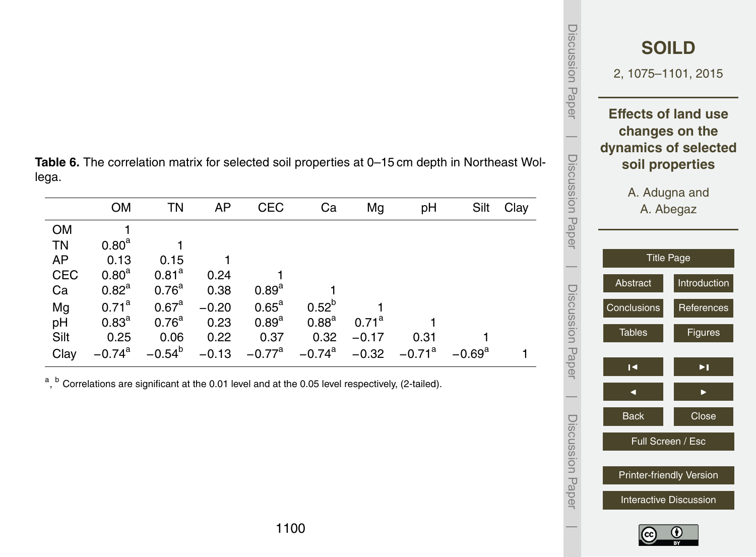**Table 6.** The correlation matrix for selected soil properties at 0–15 cm depth in Northeast Wollega.

| | OM | TN | AP | CEC | Ca | Mg | pH | Silt | Clay |
|---|---|---|---|---|---|---|---|---|---|
| OM | 1 | | | | | | | | |
| TN | 0.80[a] | 1 | | | | | | | |
| AP | 0.13 | 0.15 | 1 | | | | | | |
| CEC | 0.80[a] | 0.81[a] | 0.24 | 1 | | | | | |
| Ca | 0.82[a] | 0.76[a] | 0.38 | 0.89[a] | 1 | | | | |
| Mg | 0.71[a] | 0.67[a] | −0.20 | 0.65[a] | 0.52[b] | 1 | | | |
| pH | 0.83[a] | 0.76[a] | 0.23 | 0.89[a] | 0.88[a] | 0.71[a] | 1 | | |
| Silt | 0.25 | 0.06 | 0.22 | 0.37 | 0.32 | −0.17 | 0.31 | 1 | |
| Clay | −0.74[a] | −0.54[b] | −0.13 | −0.77[a] | −0.74[a] | −0.32 | −0.71[a] | −0.69[a] | 1 |

[a], [b] Correlations are significant at the 0.01 level and at the 0.05 level respectively, (2-tailed).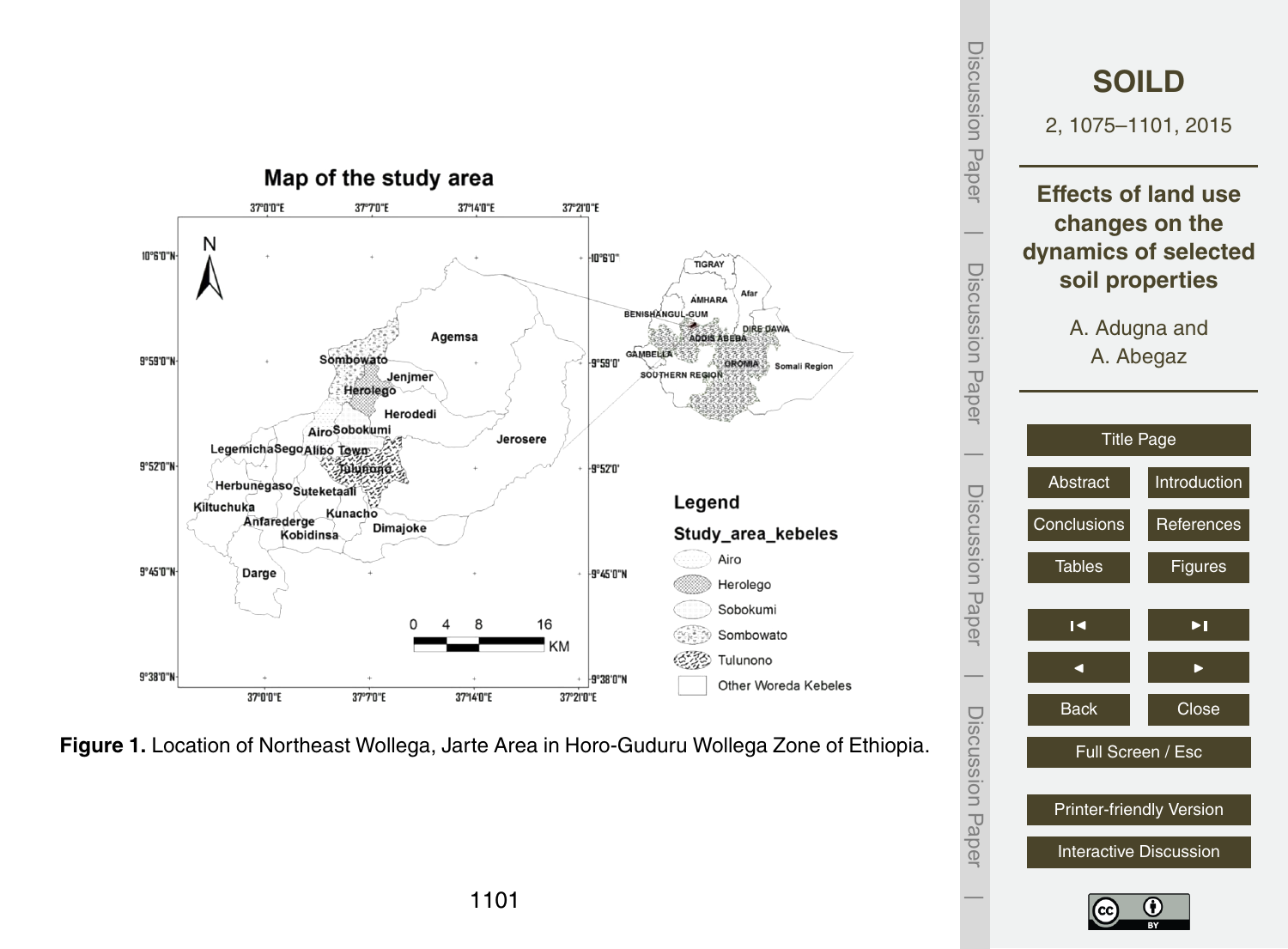Map of the study area

37°0'0"E
37°7'0"E
37°14'0"E
37°21'0"E

10°6'0"N
9°59'0"N
9°52'0"N
9°45'0"N
9°38'0"N

N

Agemsa
Sombowato
Jenjmer
Herolego
Herodedi
Airo
Sobokumi
Jerosere
LegemichaSego
Alibo Town
Tulunono
Herbunegaso
Suteketaali
Kiltuchuka
Kunacho
Anfarederge
Dimajoke
Kobidinsa
Darge

0 4 8 16
KM

TIGRAY
Afar
AMHARA
BENISHANGUL-GUM
DIRE DAWA
ADDIS ABEBA
GAMBELLA
OROMIA
Somali Region
SOUTHERN REGION

Legend
Study_area_kebeles
Airo
Herolego
Sobokumi
Sombowato
Tulunono
Other Woreda Kebeles

**Figure 1.** Location of Northeast Wollega, Jarte Area in Horo-Guduru Wollega Zone of Ethiopia.